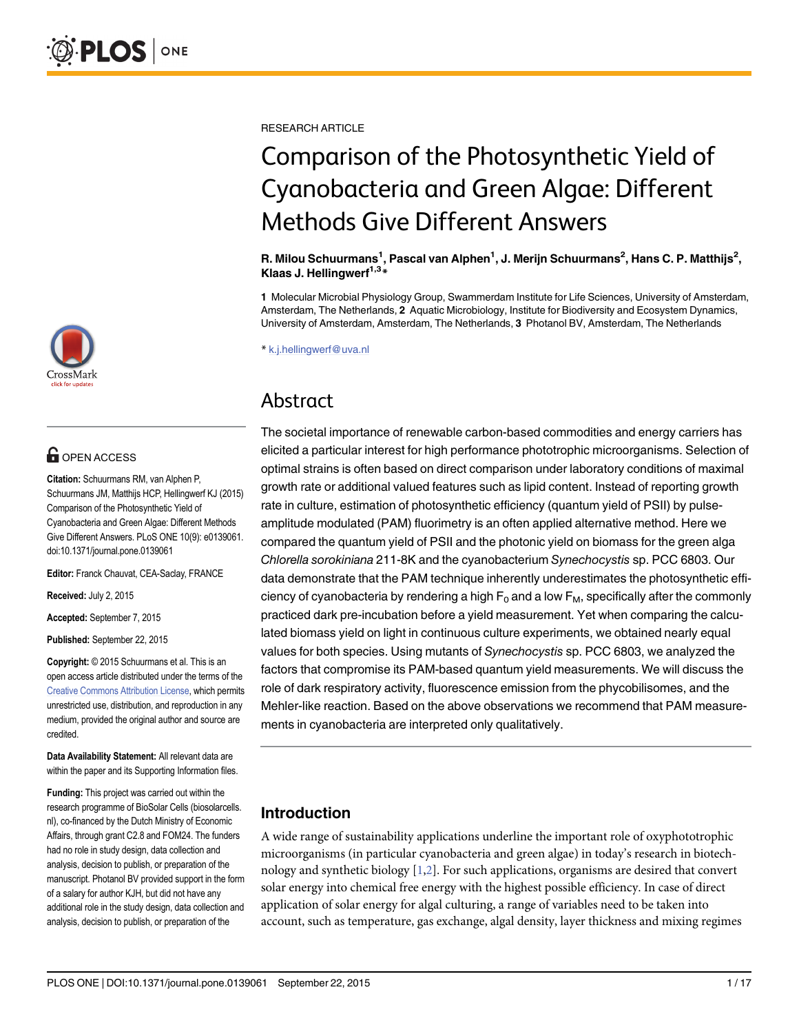RESEARCH ARTICLE

# Comparison of the Photosynthetic Yield of Cyanobacteria and Green Algae: Different Methods Give Different Answers

**R. Milou Schuurmans[1], Pascal van Alphen[1], J. Merijn Schuurmans[2], Hans C. P. Matthijs[2], Klaas J. Hellingwerf[1,3]***

**1** Molecular Microbial Physiology Group, Swammerdam Institute for Life Sciences, University of Amsterdam, Amsterdam, The Netherlands, **2** Aquatic Microbiology, Institute for Biodiversity and Ecosystem Dynamics, University of Amsterdam, Amsterdam, The Netherlands, **3** Photanol BV, Amsterdam, The Netherlands

* k.j.hellingwerf@uva.nl

OPEN ACCESS

**Citation:** Schuurmans RM, van Alphen P, Schuurmans JM, Matthijs HCP, Hellingwerf KJ (2015) Comparison of the Photosynthetic Yield of Cyanobacteria and Green Algae: Different Methods Give Different Answers. PLoS ONE 10(9): e0139061. doi:10.1371/journal.pone.0139061

**Editor:** Franck Chauvat, CEA-Saclay, FRANCE

**Received:** July 2, 2015

**Accepted:** September 7, 2015

**Published:** September 22, 2015

**Copyright:** © 2015 Schuurmans et al. This is an open access article distributed under the terms of the Creative Commons Attribution License, which permits unrestricted use, distribution, and reproduction in any medium, provided the original author and source are credited.

**Data Availability Statement:** All relevant data are within the paper and its Supporting Information files.

**Funding:** This project was carried out within the research programme of BioSolar Cells (biosolarcells.nl), co-financed by the Dutch Ministry of Economic Affairs, through grant C2.8 and FOM24. The funders had no role in study design, data collection and analysis, decision to publish, or preparation of the manuscript. Photanol BV provided support in the form of a salary for author KJH, but did not have any additional role in the study design, data collection and analysis, decision to publish, or preparation of the

## Abstract

The societal importance of renewable carbon-based commodities and energy carriers has elicited a particular interest for high performance phototrophic microorganisms. Selection of optimal strains is often based on direct comparison under laboratory conditions of maximal growth rate or additional valued features such as lipid content. Instead of reporting growth rate in culture, estimation of photosynthetic efficiency (quantum yield of PSII) by pulse-amplitude modulated (PAM) fluorimetry is an often applied alternative method. Here we compared the quantum yield of PSII and the photonic yield on biomass for the green alga *Chlorella sorokiniana* 211-8K and the cyanobacterium *Synechocystis* sp. PCC 6803. Our data demonstrate that the PAM technique inherently underestimates the photosynthetic efficiency of cyanobacteria by rendering a high $F_0$ and a low $F_M$, specifically after the commonly practiced dark pre-incubation before a yield measurement. Yet when comparing the calculated biomass yield on light in continuous culture experiments, we obtained nearly equal values for both species. Using mutants of *Synechocystis* sp. PCC 6803, we analyzed the factors that compromise its PAM-based quantum yield measurements. We will discuss the role of dark respiratory activity, fluorescence emission from the phycobilisomes, and the Mehler-like reaction. Based on the above observations we recommend that PAM measurements in cyanobacteria are interpreted only qualitatively.

## Introduction

A wide range of sustainability applications underline the important role of oxyphototrophic microorganisms (in particular cyanobacteria and green algae) in today's research in biotechnology and synthetic biology [1,2]. For such applications, organisms are desired that convert solar energy into chemical free energy with the highest possible efficiency. In case of direct application of solar energy for algal culturing, a range of variables need to be taken into account, such as temperature, gas exchange, algal density, layer thickness and mixing regimes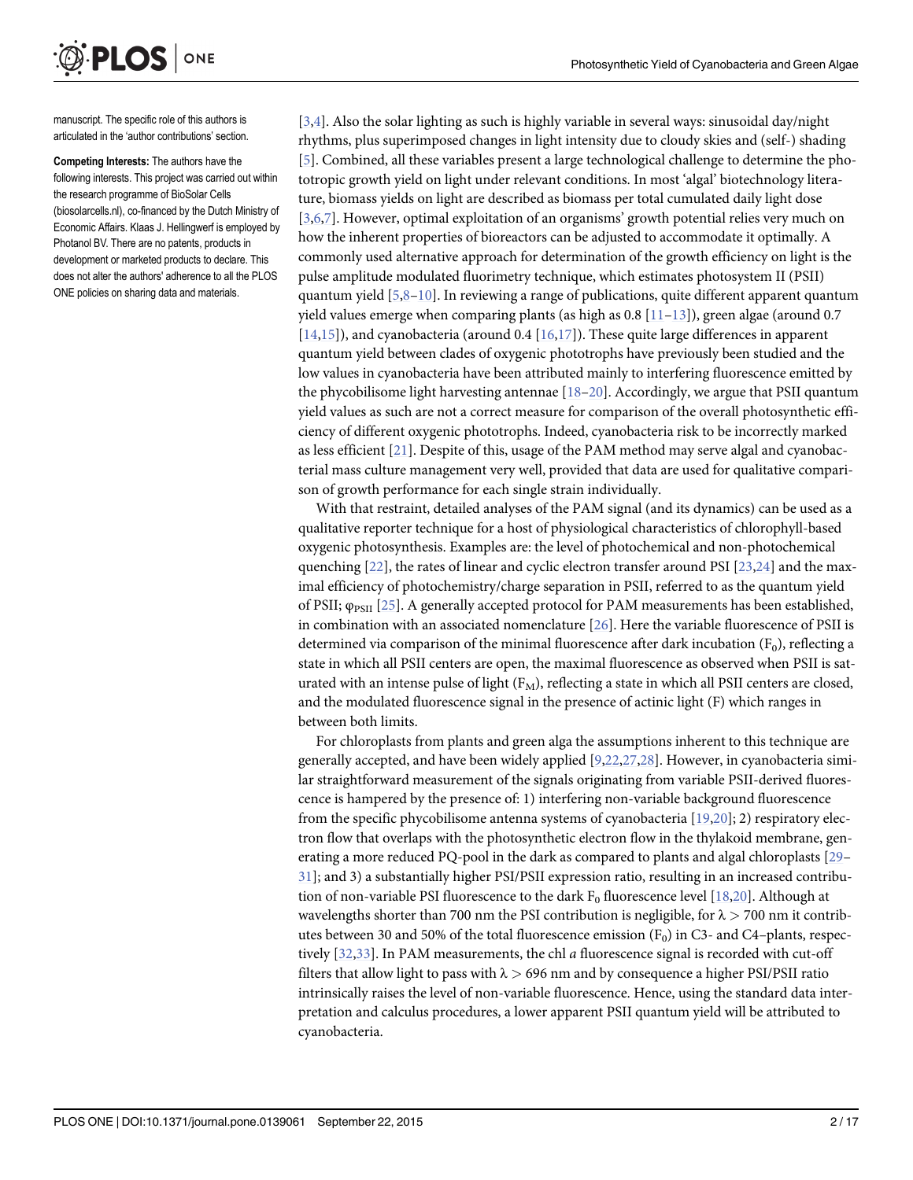manuscript. The specific role of this authors is articulated in the 'author contributions' section.

**Competing Interests:** The authors have the following interests. This project was carried out within the research programme of BioSolar Cells (biosolarcells.nl), co-financed by the Dutch Ministry of Economic Affairs. Klaas J. Hellingwerf is employed by Photanol BV. There are no patents, products in development or marketed products to declare. This does not alter the authors' adherence to all the PLOS ONE policies on sharing data and materials.

[3,4]. Also the solar lighting as such is highly variable in several ways: sinusoidal day/night rhythms, plus superimposed changes in light intensity due to cloudy skies and (self-) shading [5]. Combined, all these variables present a large technological challenge to determine the phototropic growth yield on light under relevant conditions. In most 'algal' biotechnology literature, biomass yields on light are described as biomass per total cumulated daily light dose [3,6,7]. However, optimal exploitation of an organisms' growth potential relies very much on how the inherent properties of bioreactors can be adjusted to accommodate it optimally. A commonly used alternative approach for determination of the growth efficiency on light is the pulse amplitude modulated fluorimetry technique, which estimates photosystem II (PSII) quantum yield [5,8–10]. In reviewing a range of publications, quite different apparent quantum yield values emerge when comparing plants (as high as 0.8 [11–13]), green algae (around 0.7 [14,15]), and cyanobacteria (around 0.4 [16,17]). These quite large differences in apparent quantum yield between clades of oxygenic phototrophs have previously been studied and the low values in cyanobacteria have been attributed mainly to interfering fluorescence emitted by the phycobilisome light harvesting antennae [18–20]. Accordingly, we argue that PSII quantum yield values as such are not a correct measure for comparison of the overall photosynthetic efficiency of different oxygenic phototrophs. Indeed, cyanobacteria risk to be incorrectly marked as less efficient [21]. Despite of this, usage of the PAM method may serve algal and cyanobacterial mass culture management very well, provided that data are used for qualitative comparison of growth performance for each single strain individually.

With that restraint, detailed analyses of the PAM signal (and its dynamics) can be used as a qualitative reporter technique for a host of physiological characteristics of chlorophyll-based oxygenic photosynthesis. Examples are: the level of photochemical and non-photochemical quenching [22], the rates of linear and cyclic electron transfer around PSI [23,24] and the maximal efficiency of photochemistry/charge separation in PSII, referred to as the quantum yield of PSII; $\varphi_{PSII}$ [25]. A generally accepted protocol for PAM measurements has been established, in combination with an associated nomenclature [26]. Here the variable fluorescence of PSII is determined via comparison of the minimal fluorescence after dark incubation ($F_0$), reflecting a state in which all PSII centers are open, the maximal fluorescence as observed when PSII is saturated with an intense pulse of light ($F_M$), reflecting a state in which all PSII centers are closed, and the modulated fluorescence signal in the presence of actinic light (F) which ranges in between both limits.

For chloroplasts from plants and green alga the assumptions inherent to this technique are generally accepted, and have been widely applied [9,22,27,28]. However, in cyanobacteria similar straightforward measurement of the signals originating from variable PSII-derived fluorescence is hampered by the presence of: 1) interfering non-variable background fluorescence from the specific phycobilisome antenna systems of cyanobacteria [19,20]; 2) respiratory electron flow that overlaps with the photosynthetic electron flow in the thylakoid membrane, generating a more reduced PQ-pool in the dark as compared to plants and algal chloroplasts [29–31]; and 3) a substantially higher PSI/PSII expression ratio, resulting in an increased contribution of non-variable PSI fluorescence to the dark $F_0$ fluorescence level [18,20]. Although at wavelengths shorter than 700 nm the PSI contribution is negligible, for $\lambda > 700$ nm it contributes between 30 and 50% of the total fluorescence emission ($F_0$) in C3- and C4–plants, respectively [32,33]. In PAM measurements, the chl *a* fluorescence signal is recorded with cut-off filters that allow light to pass with $\lambda > 696$ nm and by consequence a higher PSI/PSII ratio intrinsically raises the level of non-variable fluorescence. Hence, using the standard data interpretation and calculus procedures, a lower apparent PSII quantum yield will be attributed to cyanobacteria.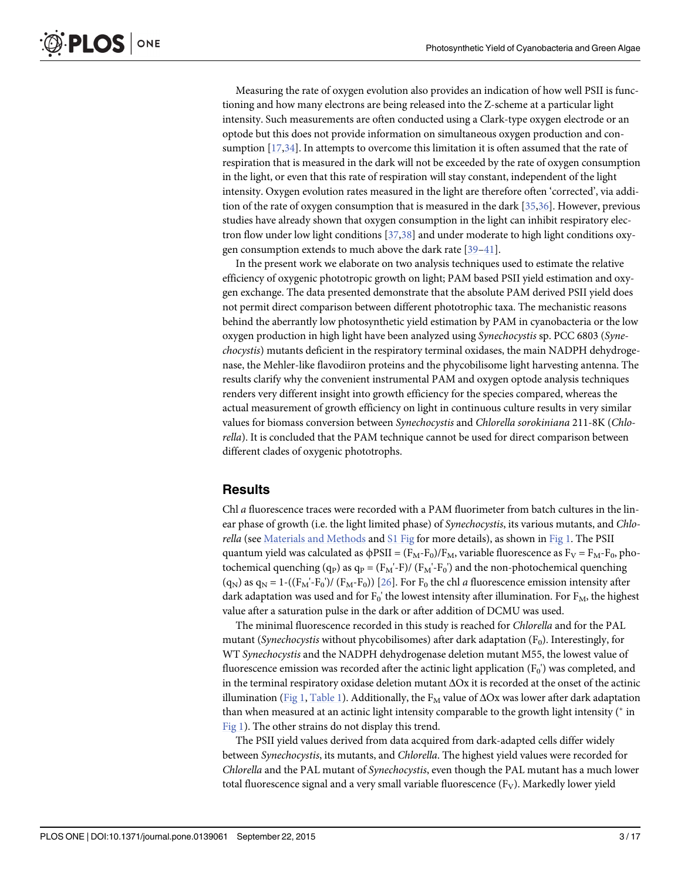Measuring the rate of oxygen evolution also provides an indication of how well PSII is functioning and how many electrons are being released into the Z-scheme at a particular light intensity. Such measurements are often conducted using a Clark-type oxygen electrode or an optode but this does not provide information on simultaneous oxygen production and consumption [17,34]. In attempts to overcome this limitation it is often assumed that the rate of respiration that is measured in the dark will not be exceeded by the rate of oxygen consumption in the light, or even that this rate of respiration will stay constant, independent of the light intensity. Oxygen evolution rates measured in the light are therefore often 'corrected', via addition of the rate of oxygen consumption that is measured in the dark [35,36]. However, previous studies have already shown that oxygen consumption in the light can inhibit respiratory electron flow under low light conditions [37,38] and under moderate to high light conditions oxygen consumption extends to much above the dark rate [39–41].

In the present work we elaborate on two analysis techniques used to estimate the relative efficiency of oxygenic phototropic growth on light; PAM based PSII yield estimation and oxygen exchange. The data presented demonstrate that the absolute PAM derived PSII yield does not permit direct comparison between different phototrophic taxa. The mechanistic reasons behind the aberrantly low photosynthetic yield estimation by PAM in cyanobacteria or the low oxygen production in high light have been analyzed using *Synechocystis* sp. PCC 6803 (*Synechocystis*) mutants deficient in the respiratory terminal oxidases, the main NADPH dehydrogenase, the Mehler-like flavodiiron proteins and the phycobilisome light harvesting antenna. The results clarify why the convenient instrumental PAM and oxygen optode analysis techniques renders very different insight into growth efficiency for the species compared, whereas the actual measurement of growth efficiency on light in continuous culture results in very similar values for biomass conversion between *Synechocystis* and *Chlorella sorokiniana* 211-8K (*Chlorella*). It is concluded that the PAM technique cannot be used for direct comparison between different clades of oxygenic phototrophs.

## Results

Chl *a* fluorescence traces were recorded with a PAM fluorimeter from batch cultures in the linear phase of growth (i.e. the light limited phase) of *Synechocystis*, its various mutants, and *Chlorella* (see Materials and Methods and S1 Fig for more details), as shown in Fig 1. The PSII quantum yield was calculated as $\phi PSII = (F_M - F_0)/F_M$, variable fluorescence as $F_V = F_M - F_0$, photochemical quenching ($q_P$) as $q_P = (F_M' - F)/(F_M' - F_0')$ and the non-photochemical quenching ($q_N$) as $q_N = 1-((F_M' - F_0')/(F_M - F_0))$ [26]. For $F_0$ the chl *a* fluorescence emission intensity after dark adaptation was used and for $F_0'$ the lowest intensity after illumination. For $F_M$, the highest value after a saturation pulse in the dark or after addition of DCMU was used.

The minimal fluorescence recorded in this study is reached for *Chlorella* and for the PAL mutant (*Synechocystis* without phycobilisomes) after dark adaptation ($F_0$). Interestingly, for WT *Synechocystis* and the NADPH dehydrogenase deletion mutant M55, the lowest value of fluorescence emission was recorded after the actinic light application ($F_0'$) was completed, and in the terminal respiratory oxidase deletion mutant ΔOx it is recorded at the onset of the actinic illumination (Fig 1, Table 1). Additionally, the $F_M$ value of ΔOx was lower after dark adaptation than when measured at an actinic light intensity comparable to the growth light intensity (* in Fig 1). The other strains do not display this trend.

The PSII yield values derived from data acquired from dark-adapted cells differ widely between *Synechocystis*, its mutants, and *Chlorella*. The highest yield values were recorded for *Chlorella* and the PAL mutant of *Synechocystis*, even though the PAL mutant has a much lower total fluorescence signal and a very small variable fluorescence ($F_V$). Markedly lower yield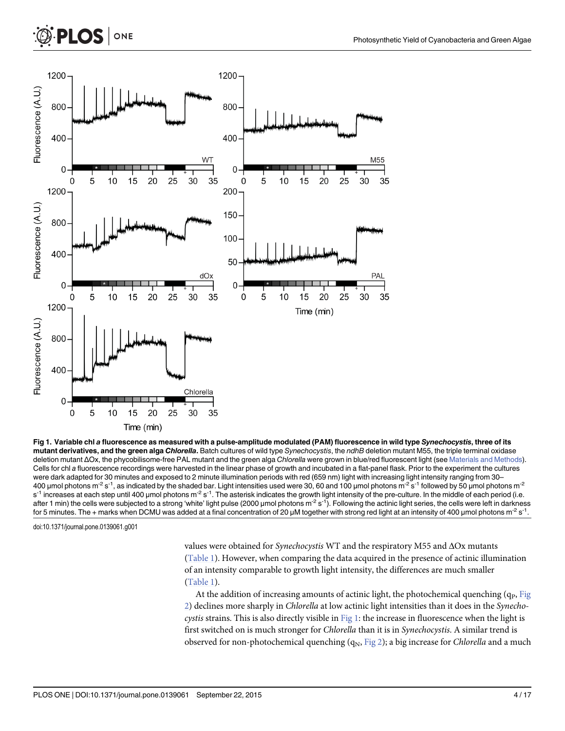**Fig 1. Variable chl *a* fluorescence as measured with a pulse-amplitude modulated (PAM) fluorescence in wild type *Synechocystis*, three of its mutant derivatives, and the green alga *Chlorella*.** Batch cultures of wild type *Synechocystis*, the *ndhB* deletion mutant M55, the triple terminal oxidase deletion mutant ΔOx, the phycobilisome-free PAL mutant and the green alga *Chlorella* were grown in blue/red fluorescent light (see Materials and Methods). Cells for chl *a* fluorescence recordings were harvested in the linear phase of growth and incubated in a flat-panel flask. Prior to the experiment the cultures were dark adapted for 30 minutes and exposed to 2 minute illumination periods with red (659 nm) light with increasing light intensity ranging from 30–400 μmol photons $m^{-2}$ $s^{-1}$, as indicated by the shaded bar. Light intensities used were 30, 60 and 100 μmol photons $m^{-2}$ $s^{-1}$ followed by 50 μmol photons $m^{-2}$ $s^{-1}$ increases at each step until 400 μmol photons $m^{-2}$ $s^{-1}$. The asterisk indicates the growth light intensity of the pre-culture. In the middle of each period (i.e. after 1 min) the cells were subjected to a strong 'white' light pulse (2000 μmol photons $m^{-2}$ $s^{-1}$). Following the actinic light series, the cells were left in darkness for 5 minutes. The + marks when DCMU was added at a final concentration of 20 μM together with strong red light at an intensity of 400 μmol photons $m^{-2}$ $s^{-1}$.

doi:10.1371/journal.pone.0139061.g001

values were obtained for *Synechocystis* WT and the respiratory M55 and ΔOx mutants (Table 1). However, when comparing the data acquired in the presence of actinic illumination of an intensity comparable to growth light intensity, the differences are much smaller (Table 1).

At the addition of increasing amounts of actinic light, the photochemical quenching ($q_P$, Fig 2) declines more sharply in *Chlorella* at low actinic light intensities than it does in the *Synechocystis* strains. This is also directly visible in Fig 1: the increase in fluorescence when the light is first switched on is much stronger for *Chlorella* than it is in *Synechocystis*. A similar trend is observed for non-photochemical quenching ($q_N$, Fig 2); a big increase for *Chlorella* and a much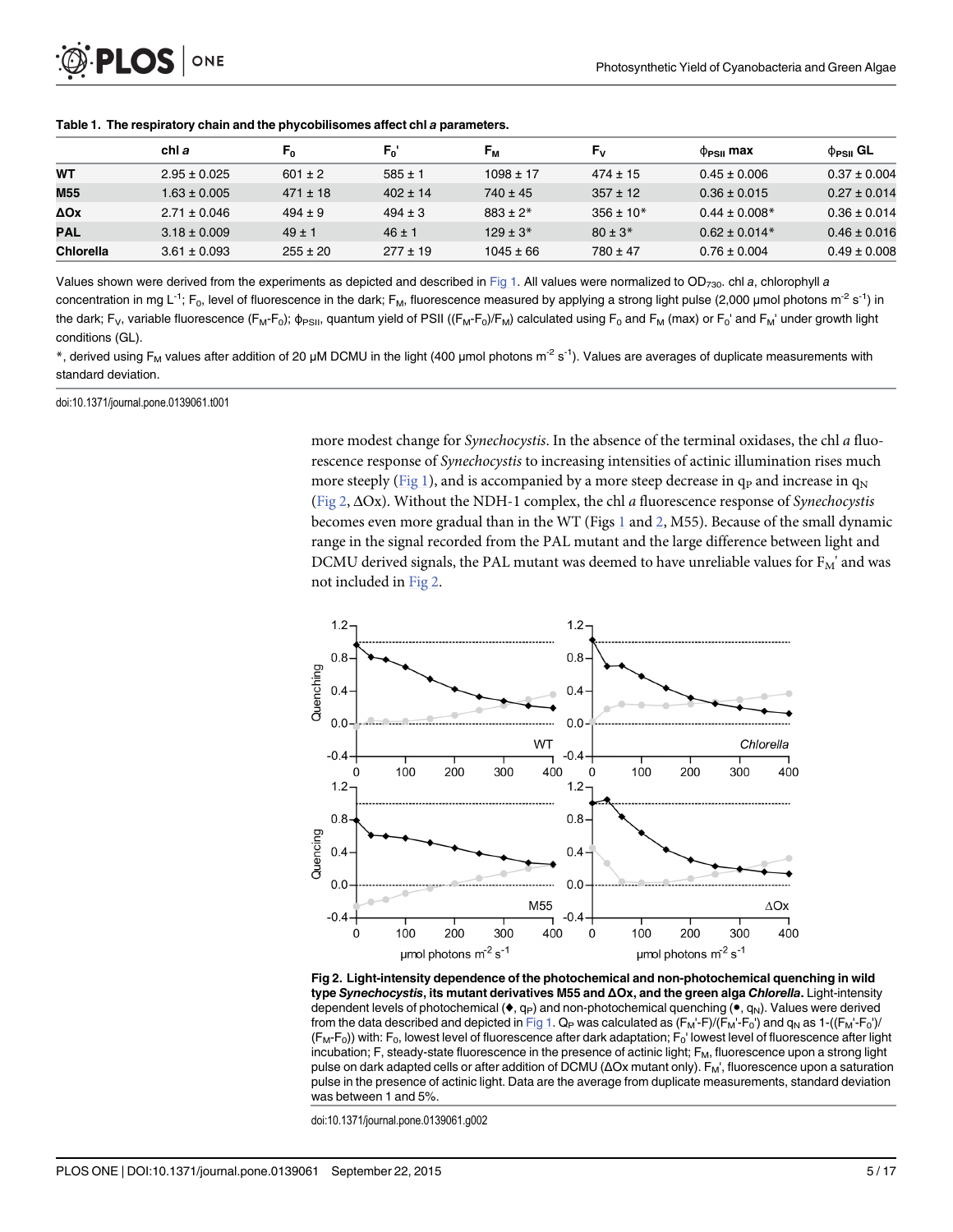**Table 1. The respiratory chain and the phycobilisomes affect chl *a* parameters.**

| | chl *a* | $F_0$ | $F_0'$ | $F_M$ | $F_V$ | $\phi_{PSII}$ max | $\phi_{PSII}$ GL |
|---|---|---|---|---|---|---|---|
| **WT** | 2.95 ± 0.025 | 601 ± 2 | 585 ± 1 | 1098 ± 17 | 474 ± 15 | 0.45 ± 0.006 | 0.37 ± 0.004 |
| **M55** | 1.63 ± 0.005 | 471 ± 18 | 402 ± 14 | 740 ± 45 | 357 ± 12 | 0.36 ± 0.015 | 0.27 ± 0.014 |
| **ΔOx** | 2.71 ± 0.046 | 494 ± 9 | 494 ± 3 | 883 ± 2* | 356 ± 10* | 0.44 ± 0.008* | 0.36 ± 0.014 |
| **PAL** | 3.18 ± 0.009 | 49 ± 1 | 46 ± 1 | 129 ± 3* | 80 ± 3* | 0.62 ± 0.014* | 0.46 ± 0.016 |
| **Chlorella** | 3.61 ± 0.093 | 255 ± 20 | 277 ± 19 | 1045 ± 66 | 780 ± 47 | 0.76 ± 0.004 | 0.49 ± 0.008 |

Values shown were derived from the experiments as depicted and described in Fig 1. All values were normalized to $OD_{730}$. chl *a*, chlorophyll *a* concentration in mg $L^{-1}$; $F_0$, level of fluorescence in the dark; $F_M$, fluorescence measured by applying a strong light pulse (2,000 µmol photons $m^{-2}$ $s^{-1}$) in the dark; $F_V$, variable fluorescence ($F_M$-$F_0$); $\phi_{PSII}$, quantum yield of PSII (($F_M$-$F_0$)/$F_M$) calculated using $F_0$ and $F_M$ (max) or $F_0'$ and $F_M'$ under growth light conditions (GL).

*, derived using $F_M$ values after addition of 20 µM DCMU in the light (400 µmol photons $m^{-2}$ $s^{-1}$). Values are averages of duplicate measurements with standard deviation.

doi:10.1371/journal.pone.0139061.t001

more modest change for *Synechocystis*. In the absence of the terminal oxidases, the chl *a* fluorescence response of *Synechocystis* to increasing intensities of actinic illumination rises much more steeply (Fig 1), and is accompanied by a more steep decrease in $q_P$ and increase in $q_N$ (Fig 2, ΔOx). Without the NDH-1 complex, the chl *a* fluorescence response of *Synechocystis* becomes even more gradual than in the WT (Figs 1 and 2, M55). Because of the small dynamic range in the signal recorded from the PAL mutant and the large difference between light and DCMU derived signals, the PAL mutant was deemed to have unreliable values for $F_M'$ and was not included in Fig 2.

**Fig 2. Light-intensity dependence of the photochemical and non-photochemical quenching in wild type *Synechocystis*, its mutant derivatives M55 and ΔOx, and the green alga *Chlorella*.** Light-intensity dependent levels of photochemical (♦, $q_P$) and non-photochemical quenching (•, $q_N$). Values were derived from the data described and depicted in Fig 1. $Q_P$ was calculated as ($F_M'$-F)/($F_M'$-$F_0'$) and $q_N$ as 1-(($F_M'$-$F_0'$)/($F_M$-$F_0$)) with: $F_0$, lowest level of fluorescence after dark adaptation; $F_0'$ lowest level of fluorescence after light incubation; F, steady-state fluorescence in the presence of actinic light; $F_M$, fluorescence upon a strong light pulse on dark adapted cells or after addition of DCMU (ΔOx mutant only). $F_M'$, fluorescence upon a saturation pulse in the presence of actinic light. Data are the average from duplicate measurements, standard deviation was between 1 and 5%.

doi:10.1371/journal.pone.0139061.g002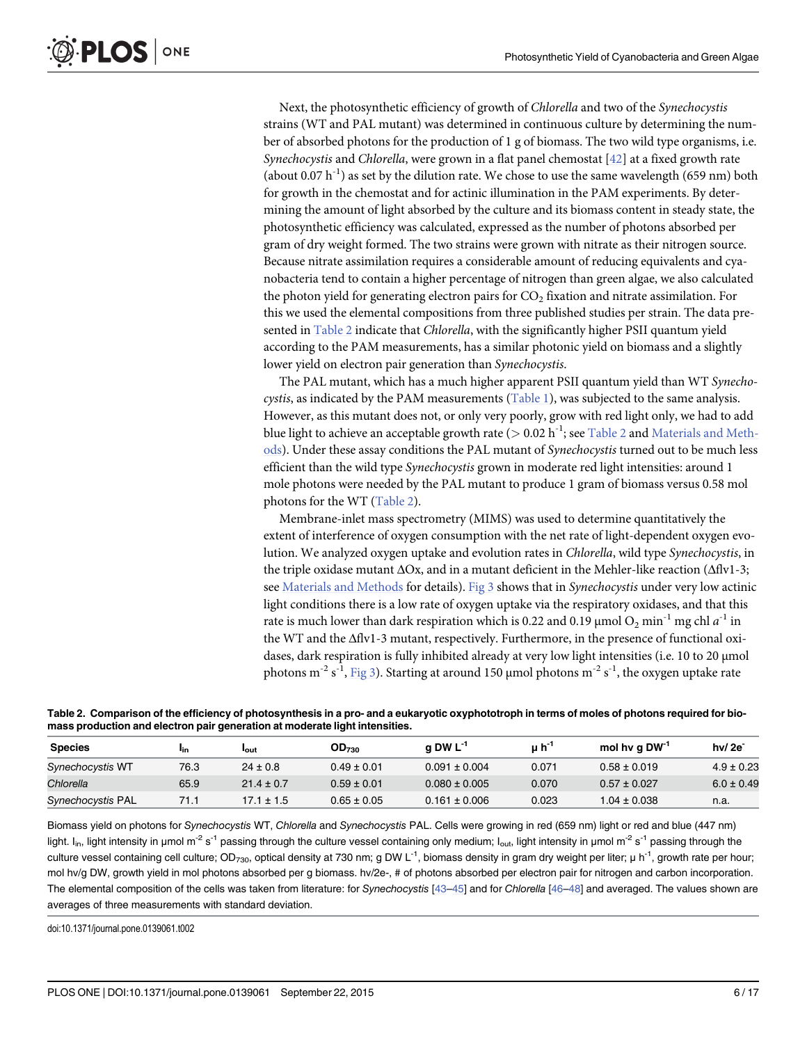Next, the photosynthetic efficiency of growth of *Chlorella* and two of the *Synechocystis* strains (WT and PAL mutant) was determined in continuous culture by determining the number of absorbed photons for the production of 1 g of biomass. The two wild type organisms, i.e. *Synechocystis* and *Chlorella*, were grown in a flat panel chemostat [42] at a fixed growth rate (about 0.07 $h^{-1}$) as set by the dilution rate. We chose to use the same wavelength (659 nm) both for growth in the chemostat and for actinic illumination in the PAM experiments. By determining the amount of light absorbed by the culture and its biomass content in steady state, the photosynthetic efficiency was calculated, expressed as the number of photons absorbed per gram of dry weight formed. The two strains were grown with nitrate as their nitrogen source. Because nitrate assimilation requires a considerable amount of reducing equivalents and cyanobacteria tend to contain a higher percentage of nitrogen than green algae, we also calculated the photon yield for generating electron pairs for $CO_2$ fixation and nitrate assimilation. For this we used the elemental compositions from three published studies per strain. The data presented in Table 2 indicate that *Chlorella*, with the significantly higher PSII quantum yield according to the PAM measurements, has a similar photonic yield on biomass and a slightly lower yield on electron pair generation than *Synechocystis*.

The PAL mutant, which has a much higher apparent PSII quantum yield than WT *Synechocystis*, as indicated by the PAM measurements (Table 1), was subjected to the same analysis. However, as this mutant does not, or only very poorly, grow with red light only, we had to add blue light to achieve an acceptable growth rate (> 0.02 $h^{-1}$; see Table 2 and Materials and Methods). Under these assay conditions the PAL mutant of *Synechocystis* turned out to be much less efficient than the wild type *Synechocystis* grown in moderate red light intensities: around 1 mole photons were needed by the PAL mutant to produce 1 gram of biomass versus 0.58 mol photons for the WT (Table 2).

Membrane-inlet mass spectrometry (MIMS) was used to determine quantitatively the extent of interference of oxygen consumption with the net rate of light-dependent oxygen evolution. We analyzed oxygen uptake and evolution rates in *Chlorella*, wild type *Synechocystis*, in the triple oxidase mutant ΔOx, and in a mutant deficient in the Mehler-like reaction (Δflv1-3; see Materials and Methods for details). Fig 3 shows that in *Synechocystis* under very low actinic light conditions there is a low rate of oxygen uptake via the respiratory oxidases, and that this rate is much lower than dark respiration which is 0.22 and 0.19 μmol $O_2$ $min^{-1}$ mg chl $a^{-1}$ in the WT and the Δflv1-3 mutant, respectively. Furthermore, in the presence of functional oxidases, dark respiration is fully inhibited already at very low light intensities (i.e. 10 to 20 μmol photons $m^{-2}$ $s^{-1}$, Fig 3). Starting at around 150 μmol photons $m^{-2}$ $s^{-1}$, the oxygen uptake rate

**Table 2. Comparison of the efficiency of photosynthesis in a pro- and a eukaryotic oxyphototroph in terms of moles of photons required for biomass production and electron pair generation at moderate light intensities.**

| Species | $I_{in}$ | $I_{out}$ | $OD_{730}$ | g DW $L^{-1}$ | μ $h^{-1}$ | mol hν g $DW^{-1}$ | hν/ $2e^-$ |
|---|---|---|---|---|---|---|---|
| *Synechocystis* WT | 76.3 | 24 ± 0.8 | 0.49 ± 0.01 | 0.091 ± 0.004 | 0.071 | 0.58 ± 0.019 | 4.9 ± 0.23 |
| *Chlorella* | 65.9 | 21.4 ± 0.7 | 0.59 ± 0.01 | 0.080 ± 0.005 | 0.070 | 0.57 ± 0.027 | 6.0 ± 0.49 |
| *Synechocystis* PAL | 71.1 | 17.1 ± 1.5 | 0.65 ± 0.05 | 0.161 ± 0.006 | 0.023 | 1.04 ± 0.038 | n.a. |

Biomass yield on photons for *Synechocystis* WT, *Chlorella* and *Synechocystis* PAL. Cells were growing in red (659 nm) light or red and blue (447 nm) light. $I_{in}$, light intensity in μmol $m^{-2}$ $s^{-1}$ passing through the culture vessel containing only medium; $I_{out}$, light intensity in μmol $m^{-2}$ $s^{-1}$ passing through the culture vessel containing cell culture; $OD_{730}$, optical density at 730 nm; g DW $L^{-1}$, biomass density in gram dry weight per liter; μ $h^{-1}$, growth rate per hour; mol hν/g DW, growth yield in mol photons absorbed per g biomass. hν/2e-, # of photons absorbed per electron pair for nitrogen and carbon incorporation. The elemental composition of the cells was taken from literature: for *Synechocystis* [43–45] and for *Chlorella* [46–48] and averaged. The values shown are averages of three measurements with standard deviation.

doi:10.1371/journal.pone.0139061.t002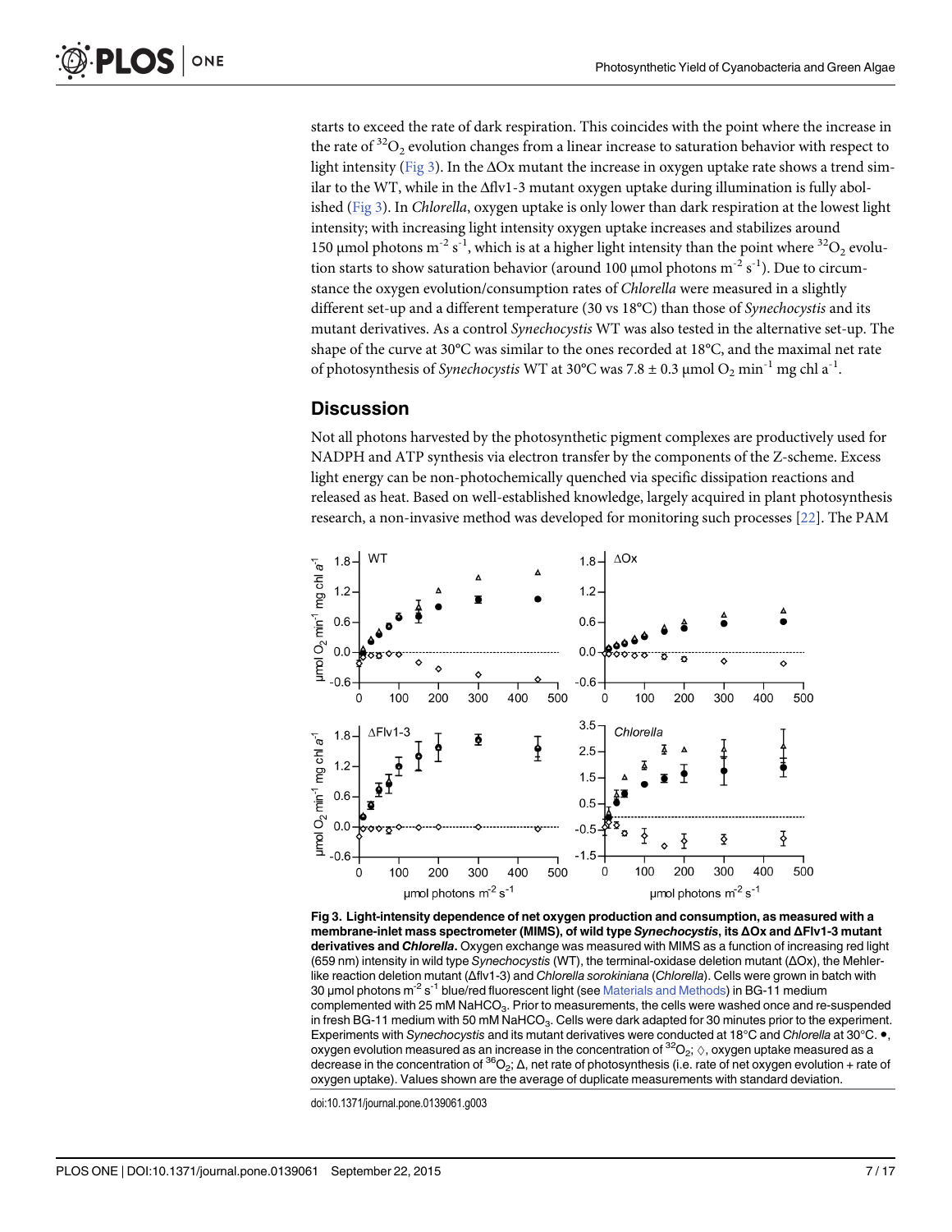starts to exceed the rate of dark respiration. This coincides with the point where the increase in the rate of $^{32}O_2$ evolution changes from a linear increase to saturation behavior with respect to light intensity (Fig 3). In the ΔOx mutant the increase in oxygen uptake rate shows a trend similar to the WT, while in the Δflv1-3 mutant oxygen uptake during illumination is fully abolished (Fig 3). In *Chlorella*, oxygen uptake is only lower than dark respiration at the lowest light intensity; with increasing light intensity oxygen uptake increases and stabilizes around 150 μmol photons $m^{-2}$ $s^{-1}$, which is at a higher light intensity than the point where $^{32}O_2$ evolution starts to show saturation behavior (around 100 μmol photons $m^{-2}$ $s^{-1}$). Due to circumstance the oxygen evolution/consumption rates of *Chlorella* were measured in a slightly different set-up and a different temperature (30 vs 18°C) than those of *Synechocystis* and its mutant derivatives. As a control *Synechocystis* WT was also tested in the alternative set-up. The shape of the curve at 30°C was similar to the ones recorded at 18°C, and the maximal net rate of photosynthesis of *Synechocystis* WT at 30°C was 7.8 ± 0.3 μmol $O_2$ $min^{-1}$ mg chl $a^{-1}$.

## Discussion

Not all photons harvested by the photosynthetic pigment complexes are productively used for NADPH and ATP synthesis via electron transfer by the components of the Z-scheme. Excess light energy can be non-photochemically quenched via specific dissipation reactions and released as heat. Based on well-established knowledge, largely acquired in plant photosynthesis research, a non-invasive method was developed for monitoring such processes [22]. The PAM

**Fig 3. Light-intensity dependence of net oxygen production and consumption, as measured with a membrane-inlet mass spectrometer (MIMS), of wild type *Synechocystis*, its ΔOx and ΔFlv1-3 mutant derivatives and *Chlorella*.** Oxygen exchange was measured with MIMS as a function of increasing red light (659 nm) intensity in wild type *Synechocystis* (WT), the terminal-oxidase deletion mutant (ΔOx), the Mehler-like reaction deletion mutant (Δflv1-3) and *Chlorella sorokiniana* (*Chlorella*). Cells were grown in batch with 30 μmol photons $m^{-2}$ $s^{-1}$ blue/red fluorescent light (see Materials and Methods) in BG-11 medium complemented with 25 mM $NaHCO_3$. Prior to measurements, the cells were washed once and re-suspended in fresh BG-11 medium with 50 mM $NaHCO_3$. Cells were dark adapted for 30 minutes prior to the experiment. Experiments with *Synechocystis* and its mutant derivatives were conducted at 18°C and *Chlorella* at 30°C. •, oxygen evolution measured as an increase in the concentration of $^{32}O_2$; ◇, oxygen uptake measured as a decrease in the concentration of $^{36}O_2$; Δ, net rate of photosynthesis (i.e. rate of net oxygen evolution + rate of oxygen uptake). Values shown are the average of duplicate measurements with standard deviation.

doi:10.1371/journal.pone.0139061.g003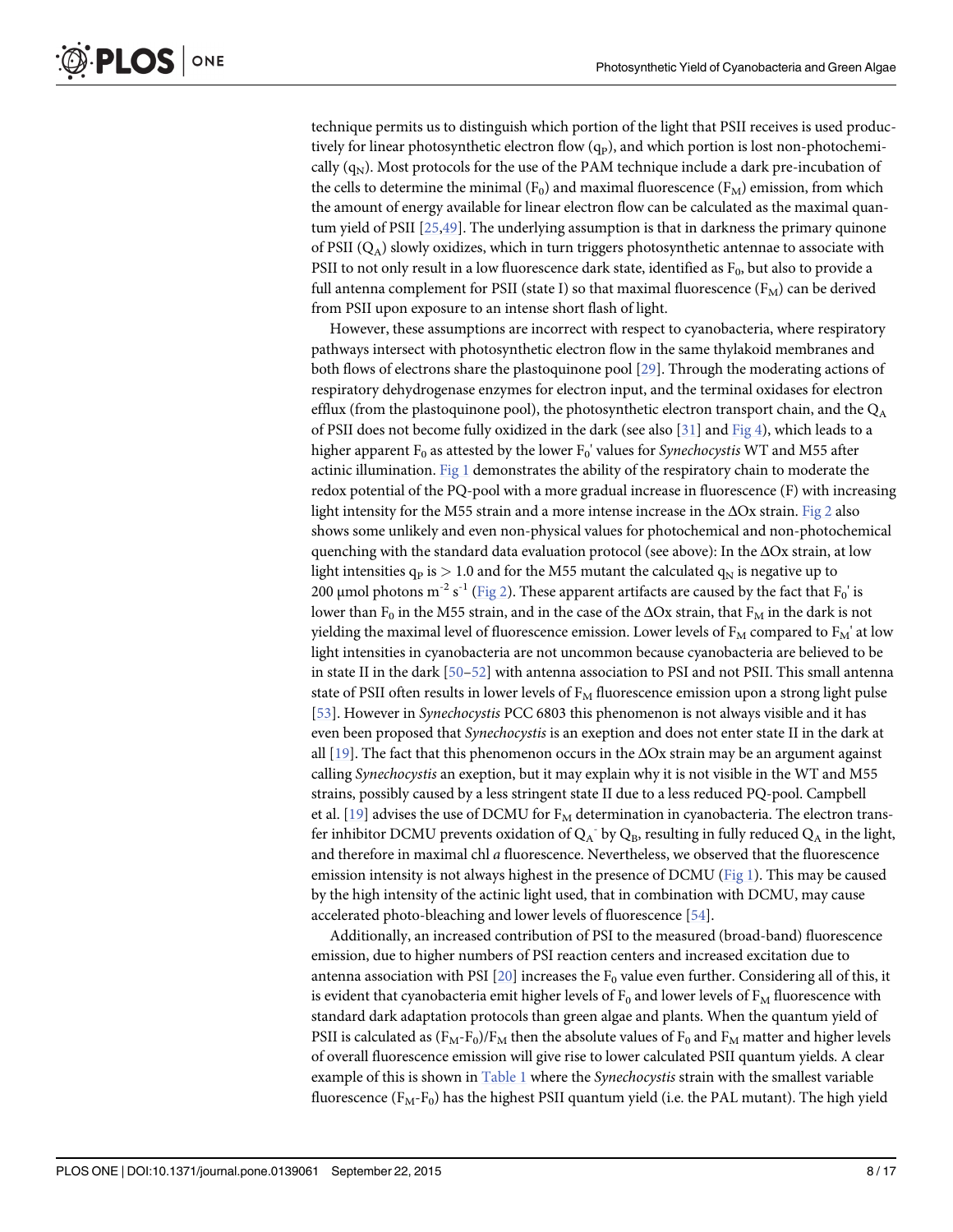technique permits us to distinguish which portion of the light that PSII receives is used productively for linear photosynthetic electron flow ($q_P$), and which portion is lost non-photochemically ($q_N$). Most protocols for the use of the PAM technique include a dark pre-incubation of the cells to determine the minimal ($F_0$) and maximal fluorescence ($F_M$) emission, from which the amount of energy available for linear electron flow can be calculated as the maximal quantum yield of PSII [25,49]. The underlying assumption is that in darkness the primary quinone of PSII ($Q_A$) slowly oxidizes, which in turn triggers photosynthetic antennae to associate with PSII to not only result in a low fluorescence dark state, identified as $F_0$, but also to provide a full antenna complement for PSII (state I) so that maximal fluorescence ($F_M$) can be derived from PSII upon exposure to an intense short flash of light.

However, these assumptions are incorrect with respect to cyanobacteria, where respiratory pathways intersect with photosynthetic electron flow in the same thylakoid membranes and both flows of electrons share the plastoquinone pool [29]. Through the moderating actions of respiratory dehydrogenase enzymes for electron input, and the terminal oxidases for electron efflux (from the plastoquinone pool), the photosynthetic electron transport chain, and the $Q_A$ of PSII does not become fully oxidized in the dark (see also [31] and Fig 4), which leads to a higher apparent $F_0$ as attested by the lower $F_0'$ values for *Synechocystis* WT and M55 after actinic illumination. Fig 1 demonstrates the ability of the respiratory chain to moderate the redox potential of the PQ-pool with a more gradual increase in fluorescence (F) with increasing light intensity for the M55 strain and a more intense increase in the ΔOx strain. Fig 2 also shows some unlikely and even non-physical values for photochemical and non-photochemical quenching with the standard data evaluation protocol (see above): In the ΔOx strain, at low light intensities $q_P$ is $> 1.0$ and for the M55 mutant the calculated $q_N$ is negative up to 200 μmol photons $m^{-2}$ $s^{-1}$ (Fig 2). These apparent artifacts are caused by the fact that $F_0'$ is lower than $F_0$ in the M55 strain, and in the case of the ΔOx strain, that $F_M$ in the dark is not yielding the maximal level of fluorescence emission. Lower levels of $F_M$ compared to $F_M'$ at low light intensities in cyanobacteria are not uncommon because cyanobacteria are believed to be in state II in the dark [50–52] with antenna association to PSI and not PSII. This small antenna state of PSII often results in lower levels of $F_M$ fluorescence emission upon a strong light pulse [53]. However in *Synechocystis* PCC 6803 this phenomenon is not always visible and it has even been proposed that *Synechocystis* is an exeption and does not enter state II in the dark at all [19]. The fact that this phenomenon occurs in the ΔOx strain may be an argument against calling *Synechocystis* an exeption, but it may explain why it is not visible in the WT and M55 strains, possibly caused by a less stringent state II due to a less reduced PQ-pool. Campbell et al. [19] advises the use of DCMU for $F_M$ determination in cyanobacteria. The electron transfer inhibitor DCMU prevents oxidation of $Q_A^-$ by $Q_B$, resulting in fully reduced $Q_A$ in the light, and therefore in maximal chl *a* fluorescence. Nevertheless, we observed that the fluorescence emission intensity is not always highest in the presence of DCMU (Fig 1). This may be caused by the high intensity of the actinic light used, that in combination with DCMU, may cause accelerated photo-bleaching and lower levels of fluorescence [54].

Additionally, an increased contribution of PSI to the measured (broad-band) fluorescence emission, due to higher numbers of PSI reaction centers and increased excitation due to antenna association with PSI [20] increases the $F_0$ value even further. Considering all of this, it is evident that cyanobacteria emit higher levels of $F_0$ and lower levels of $F_M$ fluorescence with standard dark adaptation protocols than green algae and plants. When the quantum yield of PSII is calculated as $(F_M\text{-}F_0)/F_M$ then the absolute values of $F_0$ and $F_M$ matter and higher levels of overall fluorescence emission will give rise to lower calculated PSII quantum yields. A clear example of this is shown in Table 1 where the *Synechocystis* strain with the smallest variable fluorescence ($F_M$-$F_0$) has the highest PSII quantum yield (i.e. the PAL mutant). The high yield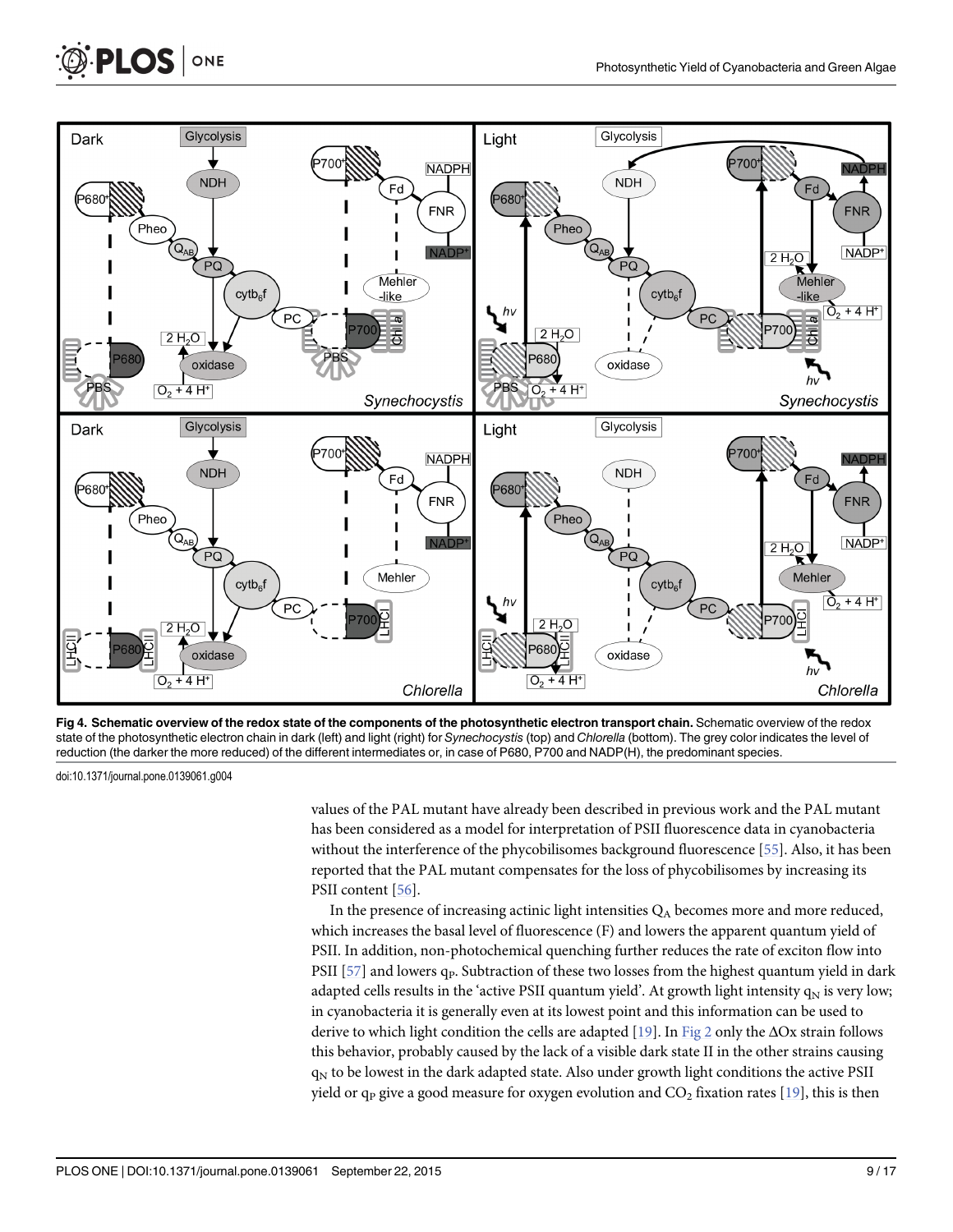**Fig 4. Schematic overview of the redox state of the components of the photosynthetic electron transport chain.** Schematic overview of the redox state of the photosynthetic electron chain in dark (left) and light (right) for *Synechocystis* (top) and *Chlorella* (bottom). The grey color indicates the level of reduction (the darker the more reduced) of the different intermediates or, in case of P680, P700 and NADP(H), the predominant species.

doi:10.1371/journal.pone.0139061.g004

values of the PAL mutant have already been described in previous work and the PAL mutant has been considered as a model for interpretation of PSII fluorescence data in cyanobacteria without the interference of the phycobilisomes background fluorescence [55]. Also, it has been reported that the PAL mutant compensates for the loss of phycobilisomes by increasing its PSII content [56].

In the presence of increasing actinic light intensities $Q_A$ becomes more and more reduced, which increases the basal level of fluorescence (F) and lowers the apparent quantum yield of PSII. In addition, non-photochemical quenching further reduces the rate of exciton flow into PSII [57] and lowers $q_P$. Subtraction of these two losses from the highest quantum yield in dark adapted cells results in the 'active PSII quantum yield'. At growth light intensity $q_N$ is very low; in cyanobacteria it is generally even at its lowest point and this information can be used to derive to which light condition the cells are adapted [19]. In Fig 2 only the ΔOx strain follows this behavior, probably caused by the lack of a visible dark state II in the other strains causing $q_N$ to be lowest in the dark adapted state. Also under growth light conditions the active PSII yield or $q_P$ give a good measure for oxygen evolution and $CO_2$ fixation rates [19], this is then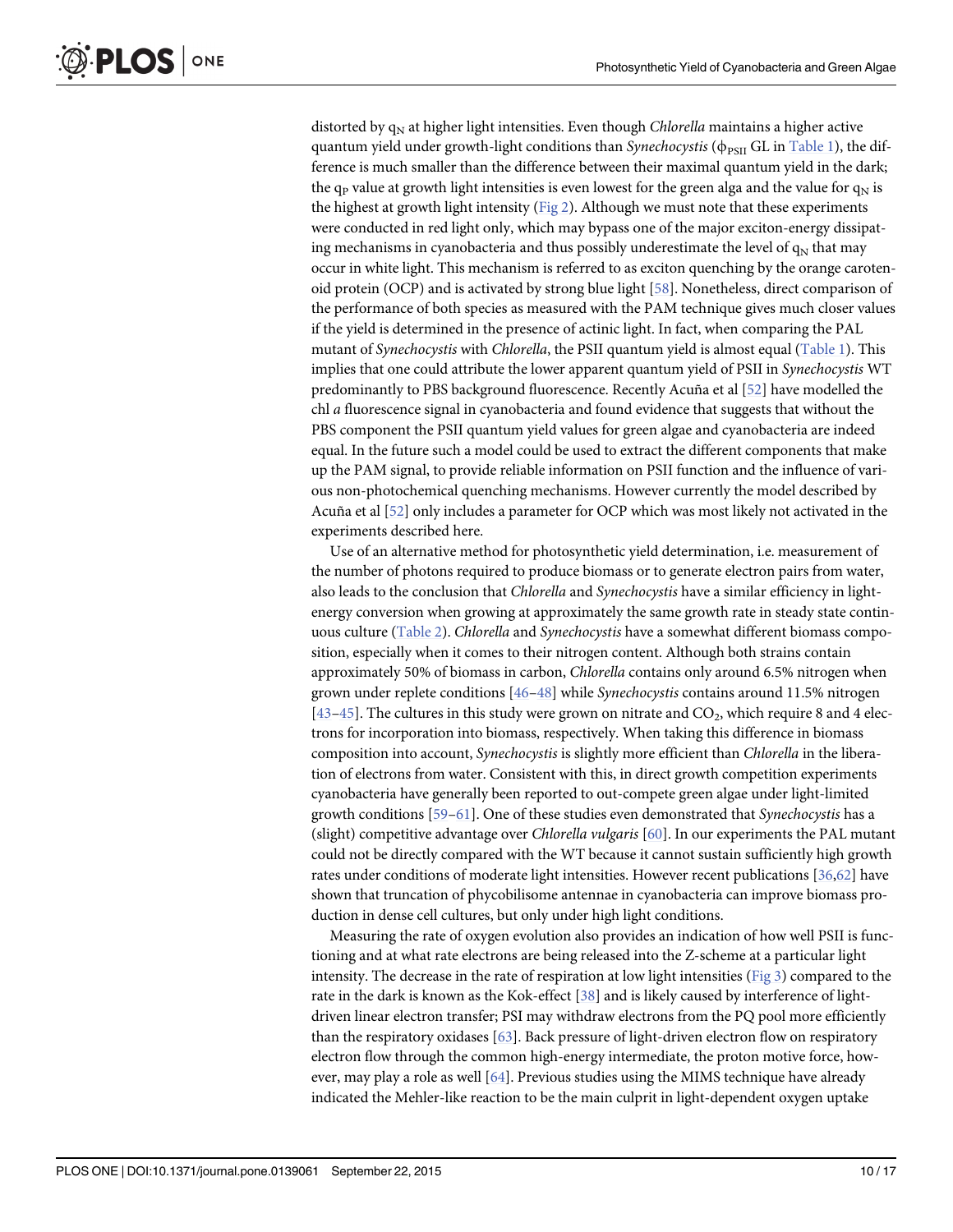distorted by $q_N$ at higher light intensities. Even though *Chlorella* maintains a higher active quantum yield under growth-light conditions than *Synechocystis* ($\phi_{PSII}$ GL in Table 1), the difference is much smaller than the difference between their maximal quantum yield in the dark; the $q_P$ value at growth light intensities is even lowest for the green alga and the value for $q_N$ is the highest at growth light intensity (Fig 2). Although we must note that these experiments were conducted in red light only, which may bypass one of the major exciton-energy dissipating mechanisms in cyanobacteria and thus possibly underestimate the level of $q_N$ that may occur in white light. This mechanism is referred to as exciton quenching by the orange carotenoid protein (OCP) and is activated by strong blue light [58]. Nonetheless, direct comparison of the performance of both species as measured with the PAM technique gives much closer values if the yield is determined in the presence of actinic light. In fact, when comparing the PAL mutant of *Synechocystis* with *Chlorella*, the PSII quantum yield is almost equal (Table 1). This implies that one could attribute the lower apparent quantum yield of PSII in *Synechocystis* WT predominantly to PBS background fluorescence. Recently Acuña et al [52] have modelled the chl *a* fluorescence signal in cyanobacteria and found evidence that suggests that without the PBS component the PSII quantum yield values for green algae and cyanobacteria are indeed equal. In the future such a model could be used to extract the different components that make up the PAM signal, to provide reliable information on PSII function and the influence of various non-photochemical quenching mechanisms. However currently the model described by Acuña et al [52] only includes a parameter for OCP which was most likely not activated in the experiments described here.

Use of an alternative method for photosynthetic yield determination, i.e. measurement of the number of photons required to produce biomass or to generate electron pairs from water, also leads to the conclusion that *Chlorella* and *Synechocystis* have a similar efficiency in light-energy conversion when growing at approximately the same growth rate in steady state continuous culture (Table 2). *Chlorella* and *Synechocystis* have a somewhat different biomass composition, especially when it comes to their nitrogen content. Although both strains contain approximately 50% of biomass in carbon, *Chlorella* contains only around 6.5% nitrogen when grown under replete conditions [46–48] while *Synechocystis* contains around 11.5% nitrogen [43–45]. The cultures in this study were grown on nitrate and $CO_2$, which require 8 and 4 electrons for incorporation into biomass, respectively. When taking this difference in biomass composition into account, *Synechocystis* is slightly more efficient than *Chlorella* in the liberation of electrons from water. Consistent with this, in direct growth competition experiments cyanobacteria have generally been reported to out-compete green algae under light-limited growth conditions [59–61]. One of these studies even demonstrated that *Synechocystis* has a (slight) competitive advantage over *Chlorella vulgaris* [60]. In our experiments the PAL mutant could not be directly compared with the WT because it cannot sustain sufficiently high growth rates under conditions of moderate light intensities. However recent publications [36,62] have shown that truncation of phycobilisome antennae in cyanobacteria can improve biomass production in dense cell cultures, but only under high light conditions.

Measuring the rate of oxygen evolution also provides an indication of how well PSII is functioning and at what rate electrons are being released into the Z-scheme at a particular light intensity. The decrease in the rate of respiration at low light intensities (Fig 3) compared to the rate in the dark is known as the Kok-effect [38] and is likely caused by interference of light-driven linear electron transfer; PSI may withdraw electrons from the PQ pool more efficiently than the respiratory oxidases [63]. Back pressure of light-driven electron flow on respiratory electron flow through the common high-energy intermediate, the proton motive force, however, may play a role as well [64]. Previous studies using the MIMS technique have already indicated the Mehler-like reaction to be the main culprit in light-dependent oxygen uptake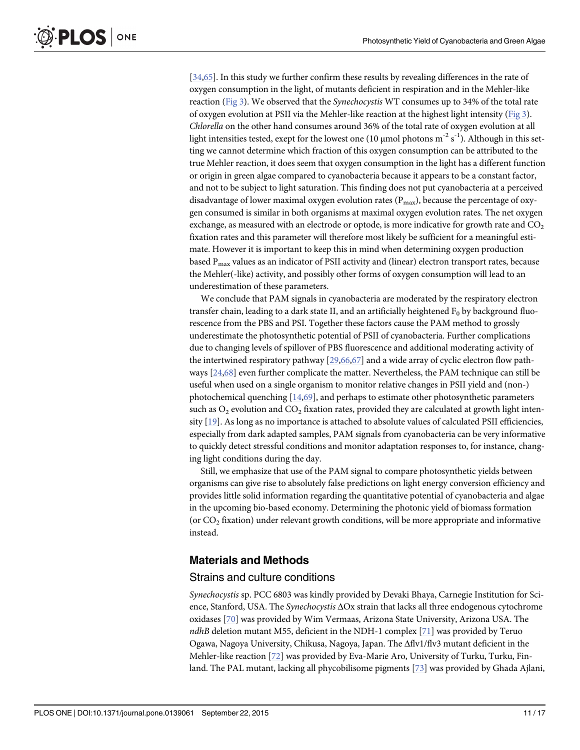[34,65]. In this study we further confirm these results by revealing differences in the rate of oxygen consumption in the light, of mutants deficient in respiration and in the Mehler-like reaction (Fig 3). We observed that the *Synechocystis* WT consumes up to 34% of the total rate of oxygen evolution at PSII via the Mehler-like reaction at the highest light intensity (Fig 3). *Chlorella* on the other hand consumes around 36% of the total rate of oxygen evolution at all light intensities tested, exept for the lowest one (10 μmol photons $m^{-2}$ $s^{-1}$). Although in this setting we cannot determine which fraction of this oxygen consumption can be attributed to the true Mehler reaction, it does seem that oxygen consumption in the light has a different function or origin in green algae compared to cyanobacteria because it appears to be a constant factor, and not to be subject to light saturation. This finding does not put cyanobacteria at a perceived disadvantage of lower maximal oxygen evolution rates ($P_{max}$), because the percentage of oxygen consumed is similar in both organisms at maximal oxygen evolution rates. The net oxygen exchange, as measured with an electrode or optode, is more indicative for growth rate and $CO_2$ fixation rates and this parameter will therefore most likely be sufficient for a meaningful estimate. However it is important to keep this in mind when determining oxygen production based $P_{max}$ values as an indicator of PSII activity and (linear) electron transport rates, because the Mehler(-like) activity, and possibly other forms of oxygen consumption will lead to an underestimation of these parameters.

We conclude that PAM signals in cyanobacteria are moderated by the respiratory electron transfer chain, leading to a dark state II, and an artificially heightened $F_0$ by background fluorescence from the PBS and PSI. Together these factors cause the PAM method to grossly underestimate the photosynthetic potential of PSII of cyanobacteria. Further complications due to changing levels of spillover of PBS fluorescence and additional moderating activity of the intertwined respiratory pathway [29,66,67] and a wide array of cyclic electron flow pathways [24,68] even further complicate the matter. Nevertheless, the PAM technique can still be useful when used on a single organism to monitor relative changes in PSII yield and (non-) photochemical quenching [14,69], and perhaps to estimate other photosynthetic parameters such as $O_2$ evolution and $CO_2$ fixation rates, provided they are calculated at growth light intensity [19]. As long as no importance is attached to absolute values of calculated PSII efficiencies, especially from dark adapted samples, PAM signals from cyanobacteria can be very informative to quickly detect stressful conditions and monitor adaptation responses to, for instance, changing light conditions during the day.

Still, we emphasize that use of the PAM signal to compare photosynthetic yields between organisms can give rise to absolutely false predictions on light energy conversion efficiency and provides little solid information regarding the quantitative potential of cyanobacteria and algae in the upcoming bio-based economy. Determining the photonic yield of biomass formation (or $CO_2$ fixation) under relevant growth conditions, will be more appropriate and informative instead.

## Materials and Methods

### Strains and culture conditions

*Synechocystis* sp. PCC 6803 was kindly provided by Devaki Bhaya, Carnegie Institution for Science, Stanford, USA. The *Synechocystis* ΔOx strain that lacks all three endogenous cytochrome oxidases [70] was provided by Wim Vermaas, Arizona State University, Arizona USA. The *ndhB* deletion mutant M55, deficient in the NDH-1 complex [71] was provided by Teruo Ogawa, Nagoya University, Chikusa, Nagoya, Japan. The Δflv1/flv3 mutant deficient in the Mehler-like reaction [72] was provided by Eva-Marie Aro, University of Turku, Turku, Finland. The PAL mutant, lacking all phycobilisome pigments [73] was provided by Ghada Ajlani,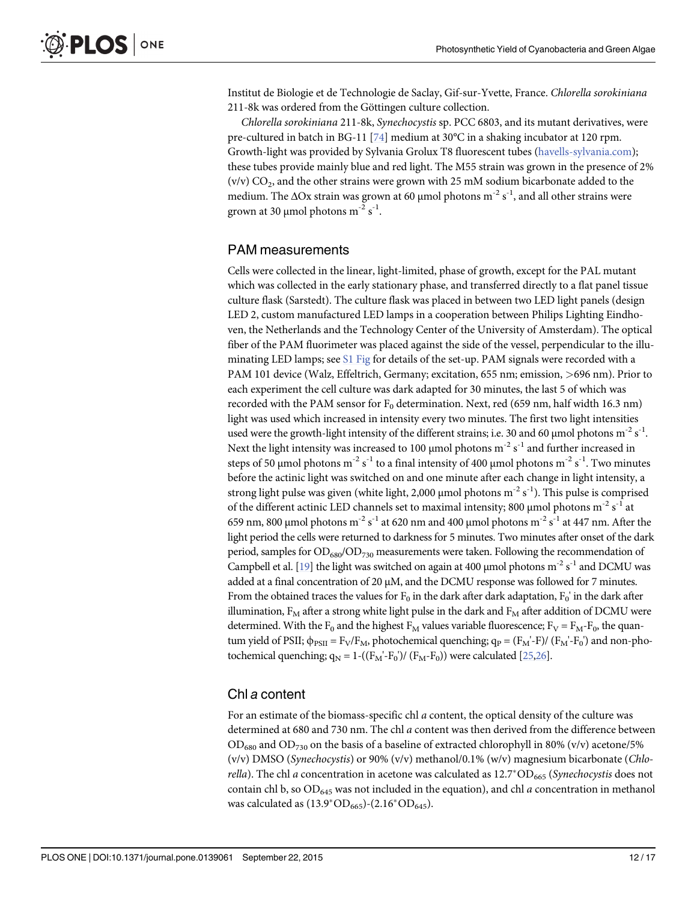Institut de Biologie et de Technologie de Saclay, Gif-sur-Yvette, France. *Chlorella sorokiniana* 211-8k was ordered from the Göttingen culture collection.

*Chlorella sorokiniana* 211-8k, *Synechocystis* sp. PCC 6803, and its mutant derivatives, were pre-cultured in batch in BG-11 [74] medium at 30°C in a shaking incubator at 120 rpm. Growth-light was provided by Sylvania Grolux T8 fluorescent tubes (havells-sylvania.com); these tubes provide mainly blue and red light. The M55 strain was grown in the presence of 2% (v/v) $CO_2$, and the other strains were grown with 25 mM sodium bicarbonate added to the medium. The ΔOx strain was grown at 60 μmol photons $m^{-2}$ $s^{-1}$, and all other strains were grown at 30 μmol photons $m^{-2}$ $s^{-1}$.

## PAM measurements

Cells were collected in the linear, light-limited, phase of growth, except for the PAL mutant which was collected in the early stationary phase, and transferred directly to a flat panel tissue culture flask (Sarstedt). The culture flask was placed in between two LED light panels (design LED 2, custom manufactured LED lamps in a cooperation between Philips Lighting Eindhoven, the Netherlands and the Technology Center of the University of Amsterdam). The optical fiber of the PAM fluorimeter was placed against the side of the vessel, perpendicular to the illuminating LED lamps; see S1 Fig for details of the set-up. PAM signals were recorded with a PAM 101 device (Walz, Effeltrich, Germany; excitation, 655 nm; emission, >696 nm). Prior to each experiment the cell culture was dark adapted for 30 minutes, the last 5 of which was recorded with the PAM sensor for $F_0$ determination. Next, red (659 nm, half width 16.3 nm) light was used which increased in intensity every two minutes. The first two light intensities used were the growth-light intensity of the different strains; i.e. 30 and 60 μmol photons $m^{-2}$ $s^{-1}$. Next the light intensity was increased to 100 μmol photons $m^{-2}$ $s^{-1}$ and further increased in steps of 50 μmol photons $m^{-2}$ $s^{-1}$ to a final intensity of 400 μmol photons $m^{-2}$ $s^{-1}$. Two minutes before the actinic light was switched on and one minute after each change in light intensity, a strong light pulse was given (white light, 2,000 μmol photons $m^{-2}$ $s^{-1}$). This pulse is comprised of the different actinic LED channels set to maximal intensity; 800 μmol photons $m^{-2}$ $s^{-1}$ at 659 nm, 800 μmol photons $m^{-2}$ $s^{-1}$ at 620 nm and 400 μmol photons $m^{-2}$ $s^{-1}$ at 447 nm. After the light period the cells were returned to darkness for 5 minutes. Two minutes after onset of the dark period, samples for $OD_{680}/OD_{730}$ measurements were taken. Following the recommendation of Campbell et al. [19] the light was switched on again at 400 μmol photons $m^{-2}$ $s^{-1}$ and DCMU was added at a final concentration of 20 μM, and the DCMU response was followed for 7 minutes. From the obtained traces the values for $F_0$ in the dark after dark adaptation, $F_0'$ in the dark after illumination, $F_M$ after a strong white light pulse in the dark and $F_M$ after addition of DCMU were determined. With the $F_0$ and the highest $F_M$ values variable fluorescence; $F_V = F_M - F_0$, the quantum yield of PSII; $\phi_{PSII} = F_V/F_M$, photochemical quenching; $q_P = (F_M'-F)/(F_M'-F_0')$ and non-photochemical quenching; $q_N = 1-((F_M'-F_0')/(F_M-F_0))$ were calculated [25,26].

## Chl *a* content

For an estimate of the biomass-specific chl *a* content, the optical density of the culture was determined at 680 and 730 nm. The chl *a* content was then derived from the difference between $OD_{680}$ and $OD_{730}$ on the basis of a baseline of extracted chlorophyll in 80% (v/v) acetone/5% (v/v) DMSO (*Synechocystis*) or 90% (v/v) methanol/0.1% (w/v) magnesium bicarbonate (*Chlorella*). The chl *a* concentration in acetone was calculated as $12.7^{*}OD_{665}$ (*Synechocystis* does not contain chl b, so $OD_{645}$ was not included in the equation), and chl *a* concentration in methanol was calculated as $(13.9^{*}OD_{665})-(2.16^{*}OD_{645})$.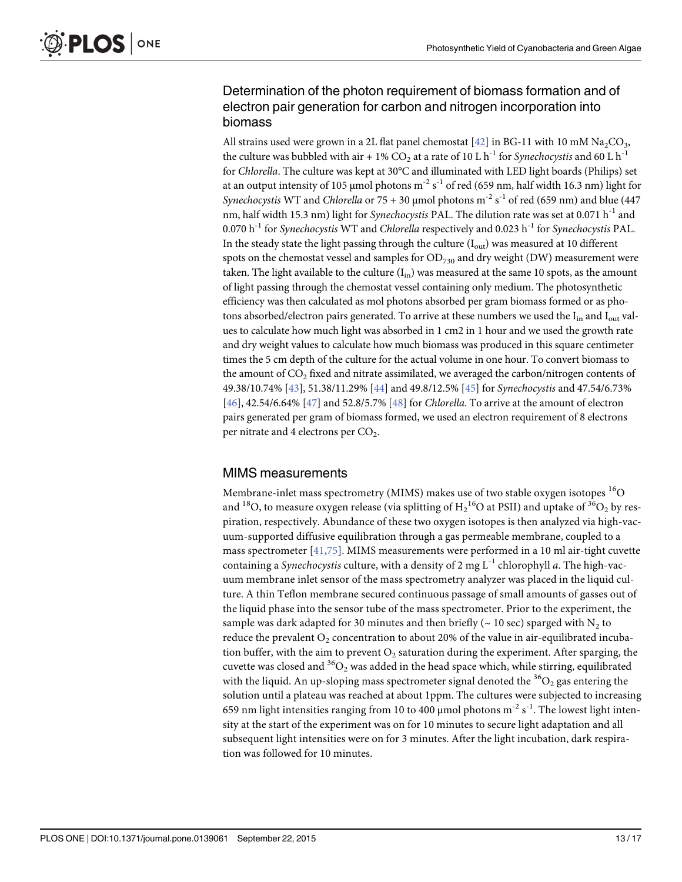## Determination of the photon requirement of biomass formation and of electron pair generation for carbon and nitrogen incorporation into biomass

All strains used were grown in a 2L flat panel chemostat [42] in BG-11 with 10 mM $Na_2CO_3$, the culture was bubbled with air + 1% $CO_2$ at a rate of 10 L $h^{-1}$ for *Synechocystis* and 60 L $h^{-1}$ for *Chlorella*. The culture was kept at 30°C and illuminated with LED light boards (Philips) set at an output intensity of 105 µmol photons $m^{-2}$ $s^{-1}$ of red (659 nm, half width 16.3 nm) light for *Synechocystis* WT and *Chlorella* or 75 + 30 µmol photons $m^{-2}$ $s^{-1}$ of red (659 nm) and blue (447 nm, half width 15.3 nm) light for *Synechocystis* PAL. The dilution rate was set at 0.071 $h^{-1}$ and 0.070 $h^{-1}$ for *Synechocystis* WT and *Chlorella* respectively and 0.023 $h^{-1}$ for *Synechocystis* PAL. In the steady state the light passing through the culture ($I_{out}$) was measured at 10 different spots on the chemostat vessel and samples for $OD_{730}$ and dry weight (DW) measurement were taken. The light available to the culture ($I_{in}$) was measured at the same 10 spots, as the amount of light passing through the chemostat vessel containing only medium. The photosynthetic efficiency was then calculated as mol photons absorbed per gram biomass formed or as photons absorbed/electron pairs generated. To arrive at these numbers we used the $I_{in}$ and $I_{out}$ values to calculate how much light was absorbed in 1 cm2 in 1 hour and we used the growth rate and dry weight values to calculate how much biomass was produced in this square centimeter times the 5 cm depth of the culture for the actual volume in one hour. To convert biomass to the amount of $CO_2$ fixed and nitrate assimilated, we averaged the carbon/nitrogen contents of 49.38/10.74% [43], 51.38/11.29% [44] and 49.8/12.5% [45] for *Synechocystis* and 47.54/6.73% [46], 42.54/6.64% [47] and 52.8/5.7% [48] for *Chlorella*. To arrive at the amount of electron pairs generated per gram of biomass formed, we used an electron requirement of 8 electrons per nitrate and 4 electrons per $CO_2$.

## MIMS measurements

Membrane-inlet mass spectrometry (MIMS) makes use of two stable oxygen isotopes $^{16}O$ and $^{18}O$, to measure oxygen release (via splitting of $H_2{}^{16}O$ at PSII) and uptake of $^{36}O_2$ by respiration, respectively. Abundance of these two oxygen isotopes is then analyzed via high-vacuum-supported diffusive equilibration through a gas permeable membrane, coupled to a mass spectrometer [41,75]. MIMS measurements were performed in a 10 ml air-tight cuvette containing a *Synechocystis* culture, with a density of 2 mg $L^{-1}$ chlorophyll *a*. The high-vacuum membrane inlet sensor of the mass spectrometry analyzer was placed in the liquid culture. A thin Teflon membrane secured continuous passage of small amounts of gasses out of the liquid phase into the sensor tube of the mass spectrometer. Prior to the experiment, the sample was dark adapted for 30 minutes and then briefly (~ 10 sec) sparged with $N_2$ to reduce the prevalent $O_2$ concentration to about 20% of the value in air-equilibrated incubation buffer, with the aim to prevent $O_2$ saturation during the experiment. After sparging, the cuvette was closed and $^{36}O_2$ was added in the head space which, while stirring, equilibrated with the liquid. An up-sloping mass spectrometer signal denoted the $^{36}O_2$ gas entering the solution until a plateau was reached at about 1ppm. The cultures were subjected to increasing 659 nm light intensities ranging from 10 to 400 µmol photons $m^{-2}$ $s^{-1}$. The lowest light intensity at the start of the experiment was on for 10 minutes to secure light adaptation and all subsequent light intensities were on for 3 minutes. After the light incubation, dark respiration was followed for 10 minutes.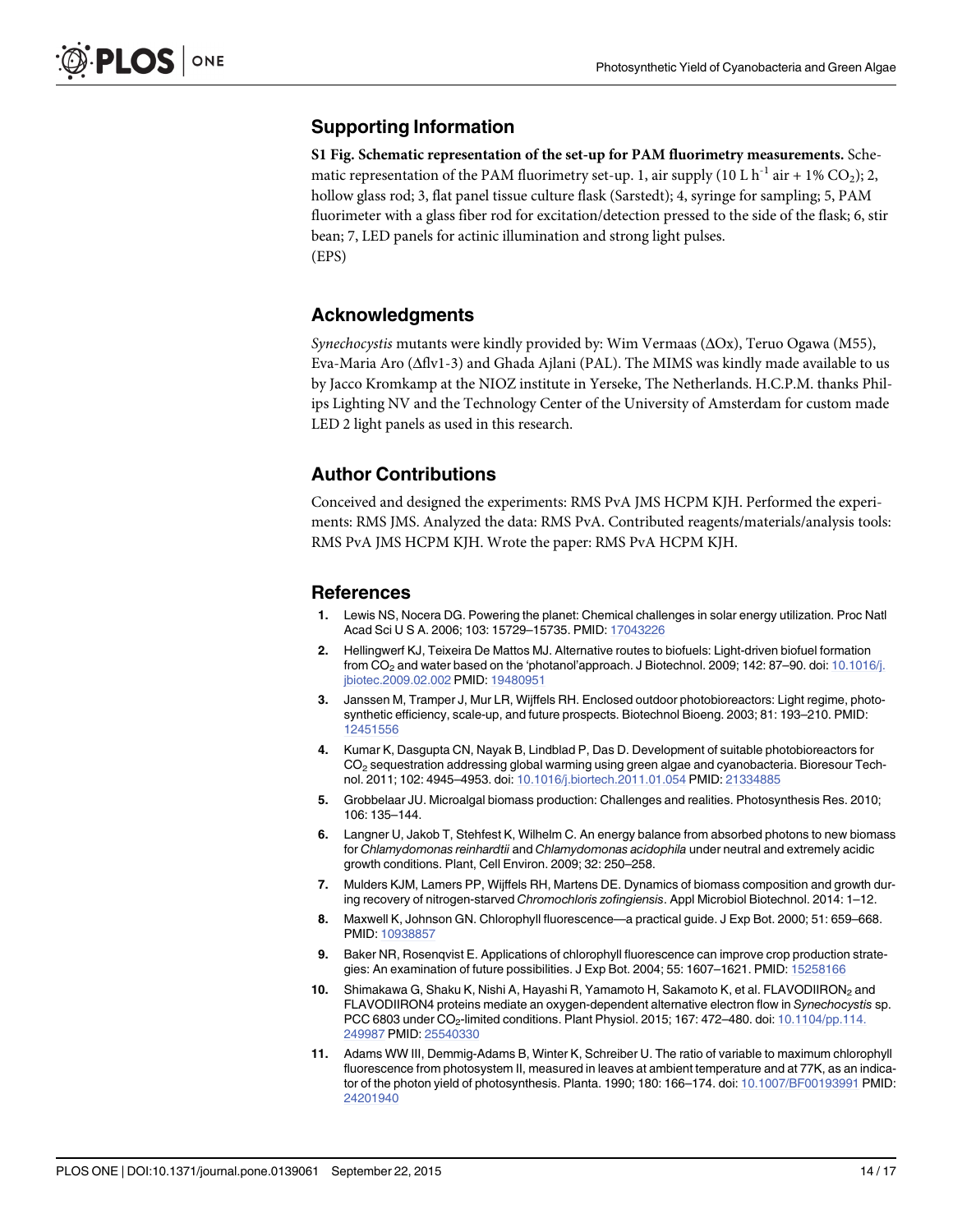## Supporting Information

**S1 Fig. Schematic representation of the set-up for PAM fluorimetry measurements.** Schematic representation of the PAM fluorimetry set-up. 1, air supply (10 L $h^{-1}$ air + 1% $CO_2$); 2, hollow glass rod; 3, flat panel tissue culture flask (Sarstedt); 4, syringe for sampling; 5, PAM fluorimeter with a glass fiber rod for excitation/detection pressed to the side of the flask; 6, stir bean; 7, LED panels for actinic illumination and strong light pulses.
(EPS)

## Acknowledgments

*Synechocystis* mutants were kindly provided by: Wim Vermaas (ΔOx), Teruo Ogawa (M55), Eva-Maria Aro (Δflv1-3) and Ghada Ajlani (PAL). The MIMS was kindly made available to us by Jacco Kromkamp at the NIOZ institute in Yerseke, The Netherlands. H.C.P.M. thanks Philips Lighting NV and the Technology Center of the University of Amsterdam for custom made LED 2 light panels as used in this research.

## Author Contributions

Conceived and designed the experiments: RMS PvA JMS HCPM KJH. Performed the experiments: RMS JMS. Analyzed the data: RMS PvA. Contributed reagents/materials/analysis tools: RMS PvA JMS HCPM KJH. Wrote the paper: RMS PvA HCPM KJH.

## References

1. Lewis NS, Nocera DG. Powering the planet: Chemical challenges in solar energy utilization. Proc Natl Acad Sci U S A. 2006; 103: 15729–15735. PMID: 17043226
2. Hellingwerf KJ, Teixeira De Mattos MJ. Alternative routes to biofuels: Light-driven biofuel formation from $CO_2$ and water based on the 'photanol'approach. J Biotechnol. 2009; 142: 87–90. doi: 10.1016/j.jbiotec.2009.02.002 PMID: 19480951
3. Janssen M, Tramper J, Mur LR, Wijffels RH. Enclosed outdoor photobioreactors: Light regime, photosynthetic efficiency, scale-up, and future prospects. Biotechnol Bioeng. 2003; 81: 193–210. PMID: 12451556
4. Kumar K, Dasgupta CN, Nayak B, Lindblad P, Das D. Development of suitable photobioreactors for $CO_2$ sequestration addressing global warming using green algae and cyanobacteria. Bioresour Technol. 2011; 102: 4945–4953. doi: 10.1016/j.biortech.2011.01.054 PMID: 21334885
5. Grobbelaar JU. Microalgal biomass production: Challenges and realities. Photosynthesis Res. 2010; 106: 135–144.
6. Langner U, Jakob T, Stehfest K, Wilhelm C. An energy balance from absorbed photons to new biomass for *Chlamydomonas reinhardtii* and *Chlamydomonas acidophila* under neutral and extremely acidic growth conditions. Plant, Cell Environ. 2009; 32: 250–258.
7. Mulders KJM, Lamers PP, Wijffels RH, Martens DE. Dynamics of biomass composition and growth during recovery of nitrogen-starved *Chromochloris zofingiensis*. Appl Microbiol Biotechnol. 2014: 1–12.
8. Maxwell K, Johnson GN. Chlorophyll fluorescence—a practical guide. J Exp Bot. 2000; 51: 659–668. PMID: 10938857
9. Baker NR, Rosenqvist E. Applications of chlorophyll fluorescence can improve crop production strategies: An examination of future possibilities. J Exp Bot. 2004; 55: 1607–1621. PMID: 15258166
10. Shimakawa G, Shaku K, Nishi A, Hayashi R, Yamamoto H, Sakamoto K, et al. FLAVODIIRON$_2$ and FLAVODIIRON4 proteins mediate an oxygen-dependent alternative electron flow in *Synechocystis* sp. PCC 6803 under $CO_2$-limited conditions. Plant Physiol. 2015; 167: 472–480. doi: 10.1104/pp.114.249987 PMID: 25540330
11. Adams WW III, Demmig-Adams B, Winter K, Schreiber U. The ratio of variable to maximum chlorophyll fluorescence from photosystem II, measured in leaves at ambient temperature and at 77K, as an indicator of the photon yield of photosynthesis. Planta. 1990; 180: 166–174. doi: 10.1007/BF00193991 PMID: 24201940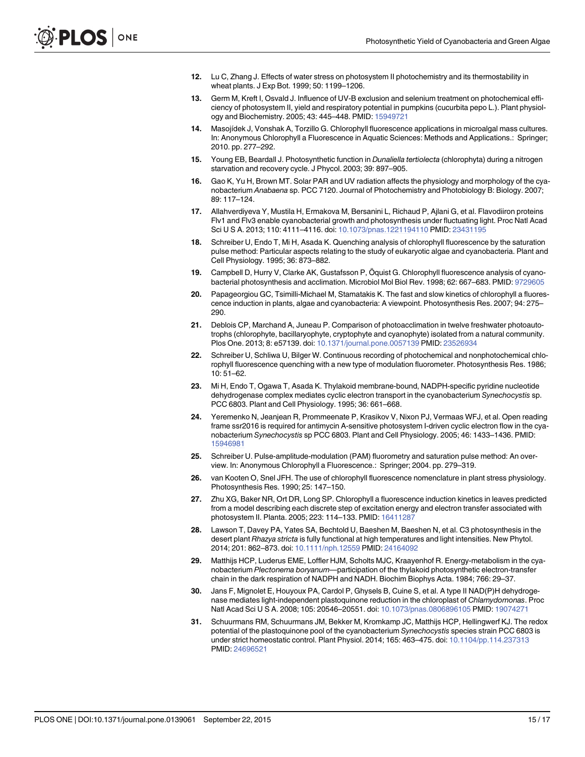12. Lu C, Zhang J. Effects of water stress on photosystem II photochemistry and its thermostability in wheat plants. J Exp Bot. 1999; 50: 1199–1206.
13. Germ M, Kreft I, Osvald J. Influence of UV-B exclusion and selenium treatment on photochemical efficiency of photosystem II, yield and respiratory potential in pumpkins (cucurbita pepo L.). Plant physiology and Biochemistry. 2005; 43: 445–448. PMID: 15949721
14. Masojídek J, Vonshak A, Torzillo G. Chlorophyll fluorescence applications in microalgal mass cultures. In: Anonymous Chlorophyll a Fluorescence in Aquatic Sciences: Methods and Applications.: Springer; 2010. pp. 277–292.
15. Young EB, Beardall J. Photosynthetic function in *Dunaliella tertiolecta* (chlorophyta) during a nitrogen starvation and recovery cycle. J Phycol. 2003; 39: 897–905.
16. Gao K, Yu H, Brown MT. Solar PAR and UV radiation affects the physiology and morphology of the cyanobacterium *Anabaena* sp. PCC 7120. Journal of Photochemistry and Photobiology B: Biology. 2007; 89: 117–124.
17. Allahverdiyeva Y, Mustila H, Ermakova M, Bersanini L, Richaud P, Ajlani G, et al. Flavodiiron proteins Flv1 and Flv3 enable cyanobacterial growth and photosynthesis under fluctuating light. Proc Natl Acad Sci U S A. 2013; 110: 4111–4116. doi: 10.1073/pnas.1221194110 PMID: 23431195
18. Schreiber U, Endo T, Mi H, Asada K. Quenching analysis of chlorophyll fluorescence by the saturation pulse method: Particular aspects relating to the study of eukaryotic algae and cyanobacteria. Plant and Cell Physiology. 1995; 36: 873–882.
19. Campbell D, Hurry V, Clarke AK, Gustafsson P, Öquist G. Chlorophyll fluorescence analysis of cyanobacterial photosynthesis and acclimation. Microbiol Mol Biol Rev. 1998; 62: 667–683. PMID: 9729605
20. Papageorgiou GC, Tsimilli-Michael M, Stamatakis K. The fast and slow kinetics of chlorophyll a fluorescence induction in plants, algae and cyanobacteria: A viewpoint. Photosynthesis Res. 2007; 94: 275–290.
21. Deblois CP, Marchand A, Juneau P. Comparison of photoacclimation in twelve freshwater photoautotrophs (chlorophyte, bacillaryophyte, cryptophyte and cyanophyte) isolated from a natural community. Plos One. 2013; 8: e57139. doi: 10.1371/journal.pone.0057139 PMID: 23526934
22. Schreiber U, Schliwa U, Bilger W. Continuous recording of photochemical and nonphotochemical chlorophyll fluorescence quenching with a new type of modulation fluorometer. Photosynthesis Res. 1986; 10: 51–62.
23. Mi H, Endo T, Ogawa T, Asada K. Thylakoid membrane-bound, NADPH-specific pyridine nucleotide dehydrogenase complex mediates cyclic electron transport in the cyanobacterium *Synechocystis* sp. PCC 6803. Plant and Cell Physiology. 1995; 36: 661–668.
24. Yeremenko N, Jeanjean R, Prommeenate P, Krasikov V, Nixon PJ, Vermaas WFJ, et al. Open reading frame ssr2016 is required for antimycin A-sensitive photosystem I-driven cyclic electron flow in the cyanobacterium *Synechocystis* sp PCC 6803. Plant and Cell Physiology. 2005; 46: 1433–1436. PMID: 15946981
25. Schreiber U. Pulse-amplitude-modulation (PAM) fluorometry and saturation pulse method: An overview. In: Anonymous Chlorophyll a Fluorescence.: Springer; 2004. pp. 279–319.
26. van Kooten O, Snel JFH. The use of chlorophyll fluorescence nomenclature in plant stress physiology. Photosynthesis Res. 1990; 25: 147–150.
27. Zhu XG, Baker NR, Ort DR, Long SP. Chlorophyll a fluorescence induction kinetics in leaves predicted from a model describing each discrete step of excitation energy and electron transfer associated with photosystem II. Planta. 2005; 223: 114–133. PMID: 16411287
28. Lawson T, Davey PA, Yates SA, Bechtold U, Baeshen M, Baeshen N, et al. C3 photosynthesis in the desert plant *Rhazya stricta* is fully functional at high temperatures and light intensities. New Phytol. 2014; 201: 862–873. doi: 10.1111/nph.12559 PMID: 24164092
29. Matthijs HCP, Luderus EME, Loffler HJM, Scholts MJC, Kraayenhof R. Energy-metabolism in the cyanobacterium *Plectonema boryanum*—participation of the thylakoid photosynthetic electron-transfer chain in the dark respiration of NADPH and NADH. Biochim Biophys Acta. 1984; 766: 29–37.
30. Jans F, Mignolet E, Houyoux PA, Cardol P, Ghysels B, Cuine S, et al. A type II NAD(P)H dehydrogenase mediates light-independent plastoquinone reduction in the chloroplast of *Chlamydomonas*. Proc Natl Acad Sci U S A. 2008; 105: 20546–20551. doi: 10.1073/pnas.0806896105 PMID: 19074271
31. Schuurmans RM, Schuurmans JM, Bekker M, Kromkamp JC, Matthijs HCP, Hellingwerf KJ. The redox potential of the plastoquinone pool of the cyanobacterium *Synechocystis* species strain PCC 6803 is under strict homeostatic control. Plant Physiol. 2014; 165: 463–475. doi: 10.1104/pp.114.237313 PMID: 24696521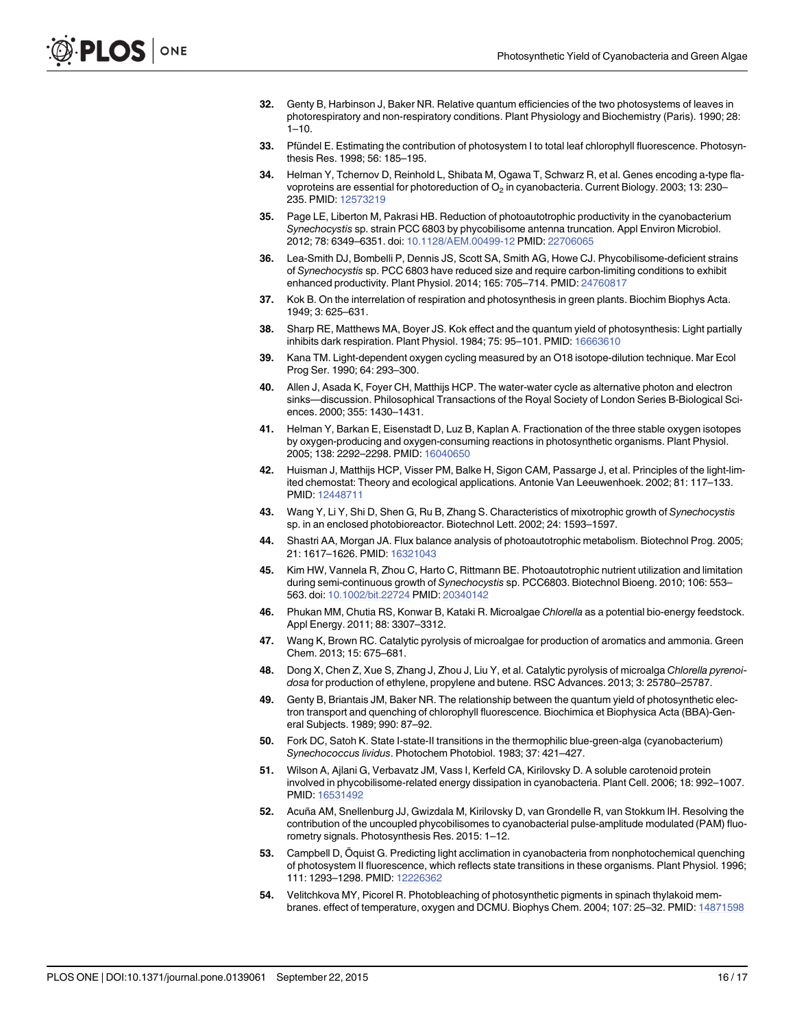32. Genty B, Harbinson J, Baker NR. Relative quantum efficiencies of the two photosystems of leaves in photorespiratory and non-respiratory conditions. Plant Physiology and Biochemistry (Paris). 1990; 28: 1–10.

33. Pfündel E. Estimating the contribution of photosystem I to total leaf chlorophyll fluorescence. Photosynthesis Res. 1998; 56: 185–195.

34. Helman Y, Tchernov D, Reinhold L, Shibata M, Ogawa T, Schwarz R, et al. Genes encoding a-type flavoproteins are essential for photoreduction of $O_2$ in cyanobacteria. Current Biology. 2003; 13: 230–235. PMID: 12573219

35. Page LE, Liberton M, Pakrasi HB. Reduction of photoautotrophic productivity in the cyanobacterium *Synechocystis* sp. strain PCC 6803 by phycobilisome antenna truncation. Appl Environ Microbiol. 2012; 78: 6349–6351. doi: 10.1128/AEM.00499-12 PMID: 22706065

36. Lea-Smith DJ, Bombelli P, Dennis JS, Scott SA, Smith AG, Howe CJ. Phycobilisome-deficient strains of *Synechocystis* sp. PCC 6803 have reduced size and require carbon-limiting conditions to exhibit enhanced productivity. Plant Physiol. 2014; 165: 705–714. PMID: 24760817

37. Kok B. On the interrelation of respiration and photosynthesis in green plants. Biochim Biophys Acta. 1949; 3: 625–631.

38. Sharp RE, Matthews MA, Boyer JS. Kok effect and the quantum yield of photosynthesis: Light partially inhibits dark respiration. Plant Physiol. 1984; 75: 95–101. PMID: 16663610

39. Kana TM. Light-dependent oxygen cycling measured by an O18 isotope-dilution technique. Mar Ecol Prog Ser. 1990; 64: 293–300.

40. Allen J, Asada K, Foyer CH, Matthijs HCP. The water-water cycle as alternative photon and electron sinks—discussion. Philosophical Transactions of the Royal Society of London Series B-Biological Sciences. 2000; 355: 1430–1431.

41. Helman Y, Barkan E, Eisenstadt D, Luz B, Kaplan A. Fractionation of the three stable oxygen isotopes by oxygen-producing and oxygen-consuming reactions in photosynthetic organisms. Plant Physiol. 2005; 138: 2292–2298. PMID: 16040650

42. Huisman J, Matthijs HCP, Visser PM, Balke H, Sigon CAM, Passarge J, et al. Principles of the light-limited chemostat: Theory and ecological applications. Antonie Van Leeuwenhoek. 2002; 81: 117–133. PMID: 12448711

43. Wang Y, Li Y, Shi D, Shen G, Ru B, Zhang S. Characteristics of mixotrophic growth of *Synechocystis* sp. in an enclosed photobioreactor. Biotechnol Lett. 2002; 24: 1593–1597.

44. Shastri AA, Morgan JA. Flux balance analysis of photoautotrophic metabolism. Biotechnol Prog. 2005; 21: 1617–1626. PMID: 16321043

45. Kim HW, Vannela R, Zhou C, Harto C, Rittmann BE. Photoautotrophic nutrient utilization and limitation during semi-continuous growth of *Synechocystis* sp. PCC6803. Biotechnol Bioeng. 2010; 106: 553–563. doi: 10.1002/bit.22724 PMID: 20340142

46. Phukan MM, Chutia RS, Konwar B, Kataki R. Microalgae *Chlorella* as a potential bio-energy feedstock. Appl Energy. 2011; 88: 3307–3312.

47. Wang K, Brown RC. Catalytic pyrolysis of microalgae for production of aromatics and ammonia. Green Chem. 2013; 15: 675–681.

48. Dong X, Chen Z, Xue S, Zhang J, Zhou J, Liu Y, et al. Catalytic pyrolysis of microalga *Chlorella pyrenoidosa* for production of ethylene, propylene and butene. RSC Advances. 2013; 3: 25780–25787.

49. Genty B, Briantais JM, Baker NR. The relationship between the quantum yield of photosynthetic electron transport and quenching of chlorophyll fluorescence. Biochimica et Biophysica Acta (BBA)-General Subjects. 1989; 990: 87–92.

50. Fork DC, Satoh K. State I-state-II transitions in the thermophilic blue-green-alga (cyanobacterium) *Synechococcus lividus*. Photochem Photobiol. 1983; 37: 421–427.

51. Wilson A, Ajlani G, Verbavatz JM, Vass I, Kerfeld CA, Kirilovsky D. A soluble carotenoid protein involved in phycobilisome-related energy dissipation in cyanobacteria. Plant Cell. 2006; 18: 992–1007. PMID: 16531492

52. Acuña AM, Snellenburg JJ, Gwizdala M, Kirilovsky D, van Grondelle R, van Stokkum IH. Resolving the contribution of the uncoupled phycobilisomes to cyanobacterial pulse-amplitude modulated (PAM) fluorometry signals. Photosynthesis Res. 2015: 1–12.

53. Campbell D, Öquist G. Predicting light acclimation in cyanobacteria from nonphotochemical quenching of photosystem II fluorescence, which reflects state transitions in these organisms. Plant Physiol. 1996; 111: 1293–1298. PMID: 12226362

54. Velitchkova MY, Picorel R. Photobleaching of photosynthetic pigments in spinach thylakoid membranes. effect of temperature, oxygen and DCMU. Biophys Chem. 2004; 107: 25–32. PMID: 14871598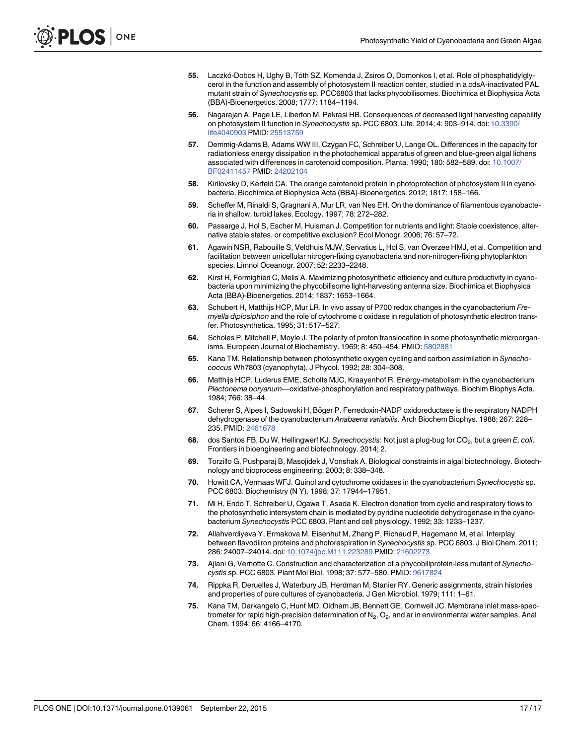55. Laczkó-Dobos H, Ughy B, Tóth SZ, Komenda J, Zsiros O, Domonkos I, et al. Role of phosphatidylglycerol in the function and assembly of photosystem II reaction center, studied in a cdsA-inactivated PAL mutant strain of *Synechocystis* sp. PCC6803 that lacks phycobilisomes. Biochimica et Biophysica Acta (BBA)-Bioenergetics. 2008; 1777: 1184–1194.

56. Nagarajan A, Page LE, Liberton M, Pakrasi HB. Consequences of decreased light harvesting capability on photosystem II function in *Synechocystis* sp. PCC 6803. Life. 2014; 4: 903–914. doi: 10.3390/life4040903 PMID: 25513759

57. Demmig-Adams B, Adams WW III, Czygan FC, Schreiber U, Lange OL. Differences in the capacity for radiationless energy dissipation in the photochemical apparatus of green and blue-green algal lichens associated with differences in carotenoid composition. Planta. 1990; 180: 582–589. doi: 10.1007/BF02411457 PMID: 24202104

58. Kirilovsky D, Kerfeld CA. The orange carotenoid protein in photoprotection of photosystem II in cyanobacteria. Biochimica et Biophysica Acta (BBA)-Bioenergetics. 2012; 1817: 158–166.

59. Scheffer M, Rinaldi S, Gragnani A, Mur LR, van Nes EH. On the dominance of filamentous cyanobacteria in shallow, turbid lakes. Ecology. 1997; 78: 272–282.

60. Passarge J, Hol S, Escher M, Huisman J. Competition for nutrients and light: Stable coexistence, alternative stable states, or competitive exclusion? Ecol Monogr. 2006; 76: 57–72.

61. Agawin NSR, Rabouille S, Veldhuis MJW, Servatius L, Hol S, van Overzee HMJ, et al. Competition and facilitation between unicellular nitrogen-fixing cyanobacteria and non-nitrogen-fixing phytoplankton species. Limnol Oceanogr. 2007; 52: 2233–2248.

62. Kirst H, Formighieri C, Melis A. Maximizing photosynthetic efficiency and culture productivity in cyanobacteria upon minimizing the phycobilisome light-harvesting antenna size. Biochimica et Biophysica Acta (BBA)-Bioenergetics. 2014; 1837: 1653–1664.

63. Schubert H, Matthijs HCP, Mur LR. In vivo assay of P700 redox changes in the cyanobacterium *Fremyella diplosiphon* and the role of cytochrome c oxidase in regulation of photosynthetic electron transfer. Photosynthetica. 1995; 31: 517–527.

64. Scholes P, Mitchell P, Moyle J. The polarity of proton translocation in some photosynthetic microorganisms. European Journal of Biochemistry. 1969; 8: 450–454. PMID: 5802881

65. Kana TM. Relationship between photosynthetic oxygen cycling and carbon assimilation in *Synechococcus* Wh7803 (cyanophyta). J Phycol. 1992; 28: 304–308.

66. Matthijs HCP, Luderus EME, Scholts MJC, Kraayenhof R. Energy-metabolism in the cyanobacterium *Plectonema boryanum*—oxidative-phosphorylation and respiratory pathways. Biochim Biophys Acta. 1984; 766: 38–44.

67. Scherer S, Alpes I, Sadowski H, Böger P. Ferredoxin-NADP oxidoreductase is the respiratory NADPH dehydrogenase of the cyanobacterium *Anabaena variabilis*. Arch Biochem Biophys. 1988; 267: 228–235. PMID: 2461678

68. dos Santos FB, Du W, Hellingwerf KJ. *Synechocystis*: Not just a plug-bug for $CO_2$, but a green *E. coli*. Frontiers in bioengineering and biotechnology. 2014; 2.

69. Torzillo G, Pushparaj B, Masojidek J, Vonshak A. Biological constraints in algal biotechnology. Biotechnology and bioprocess engineering. 2003; 8: 338–348.

70. Howitt CA, Vermaas WFJ. Quinol and cytochrome oxidases in the cyanobacterium *Synechocystis* sp. PCC 6803. Biochemistry (N Y). 1998; 37: 17944–17951.

71. Mi H, Endo T, Schreiber U, Ogawa T, Asada K. Electron donation from cyclic and respiratory flows to the photosynthetic intersystem chain is mediated by pyridine nucleotide dehydrogenase in the cyanobacterium *Synechocystis* PCC 6803. Plant and cell physiology. 1992; 33: 1233–1237.

72. Allahverdiyeva Y, Ermakova M, Eisenhut M, Zhang P, Richaud P, Hagemann M, et al. Interplay between flavodiiron proteins and photorespiration in *Synechocystis* sp. PCC 6803. J Biol Chem. 2011; 286: 24007–24014. doi: 10.1074/jbc.M111.223289 PMID: 21602273

73. Ajlani G, Vernotte C. Construction and characterization of a phycobiliprotein-less mutant of *Synechocystis* sp. PCC 6803. Plant Mol Biol. 1998; 37: 577–580. PMID: 9617824

74. Rippka R, Deruelles J, Waterbury JB, Herdman M, Stanier RY. Generic assignments, strain histories and properties of pure cultures of cyanobacteria. J Gen Microbiol. 1979; 111: 1–61.

75. Kana TM, Darkangelo C, Hunt MD, Oldham JB, Bennett GE, Cornwell JC. Membrane inlet mass-spectrometer for rapid high-precision determination of $N_2$, $O_2$, and ar in environmental water samples. Anal Chem. 1994; 66: 4166–4170.